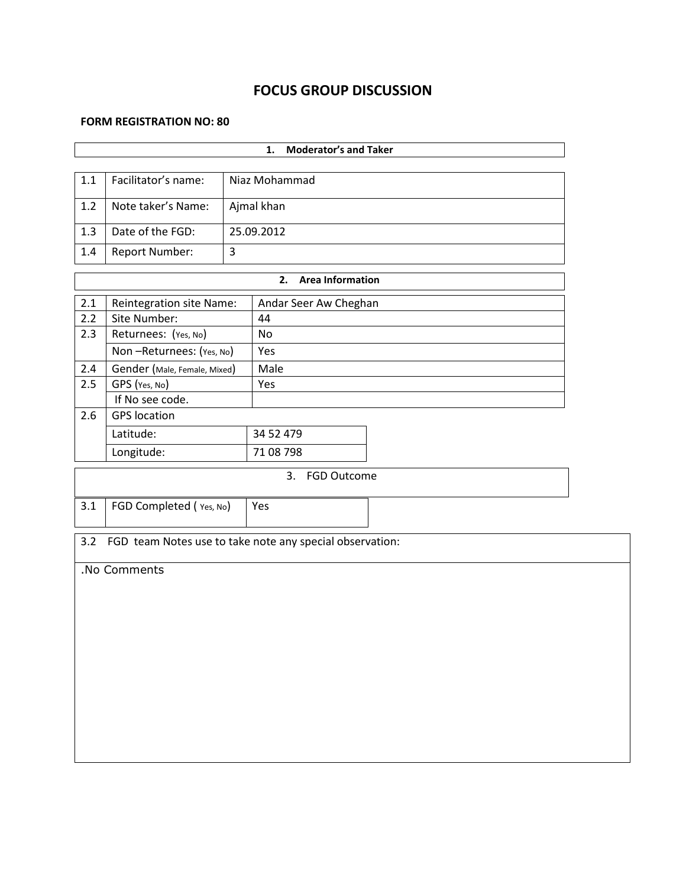# FOCUS GROUP DISCUSSION

**FORM REGISTRATION NO: 80**

| 1. Moderator's and Taker | | |
|---|---|---|
| 1.1 | Facilitator's name: | Niaz Mohammad |
| 1.2 | Note taker's Name: | Ajmal khan |
| 1.3 | Date of the FGD: | 25.09.2012 |
| 1.4 | Report Number: | 3 |

| 2. Area Information | | |
|---|---|---|
| 2.1 | Reintegration site Name: | Andar Seer Aw Cheghan |
| 2.2 | Site Number: | 44 |
| 2.3 | Returnees: (Yes, No) | No |
| | Non –Returnees: (Yes, No) | Yes |
| 2.4 | Gender (Male, Female, Mixed) | Male |
| 2.5 | GPS (Yes, No) | Yes |
| | If No see code. | |
| 2.6 | GPS location | |
| | Latitude: | 34 52 479 |
| | Longitude: | 71 08 798 |

| 3. FGD Outcome | | |
|---|---|---|
| 3.1 | FGD Completed ( Yes, No) | Yes |

| 3.2 FGD team Notes use to take note any special observation: |
|---|
| .No Comments |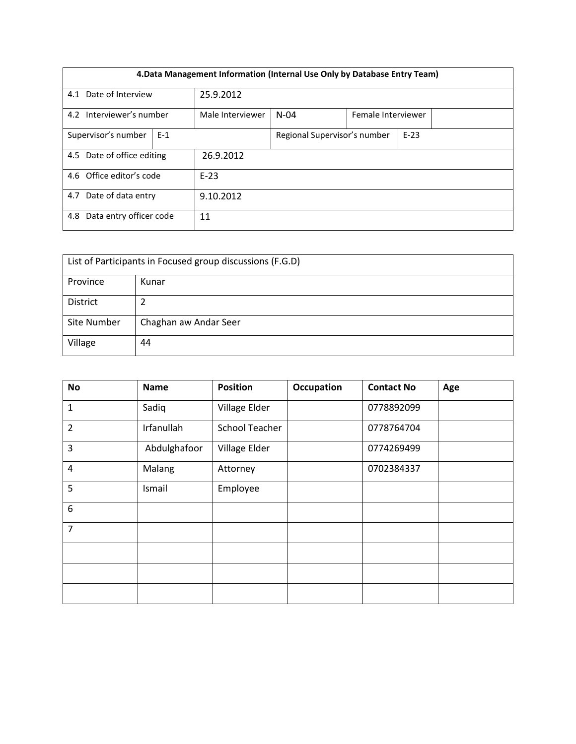| 4.Data Management Information (Internal Use Only by Database Entry Team) | | | | | |
|---|---|---|---|---|---|
| 4.1 Date of Interview | 25.9.2012 | | | | |
| 4.2 Interviewer's number | Male Interviewer | N-04 | Female Interviewer | | |
| Supervisor's number | E-1 | Regional Supervisor's number | E-23 | | |
| 4.5 Date of office editing | 26.9.2012 | | | | |
| 4.6 Office editor's code | E-23 | | | | |
| 4.7 Date of data entry | 9.10.2012 | | | | |
| 4.8 Data entry officer code | 11 | | | | |

| List of Participants in Focused group discussions (F.G.D) | |
|---|---|
| Province | Kunar |
| District | 2 |
| Site Number | Chaghan aw Andar Seer |
| Village | 44 |

| No | Name | Position | Occupation | Contact No | Age |
|---|---|---|---|---|---|
| 1 | Sadiq | Village Elder | | 0778892099 | |
| 2 | Irfanullah | School Teacher | | 0778764704 | |
| 3 | Abdulghafoor | Village Elder | | 0774269499 | |
| 4 | Malang | Attorney | | 0702384337 | |
| 5 | Ismail | Employee | | | |
| 6 | | | | | |
| 7 | | | | | |
| | | | | | |
| | | | | | |
| | | | | | |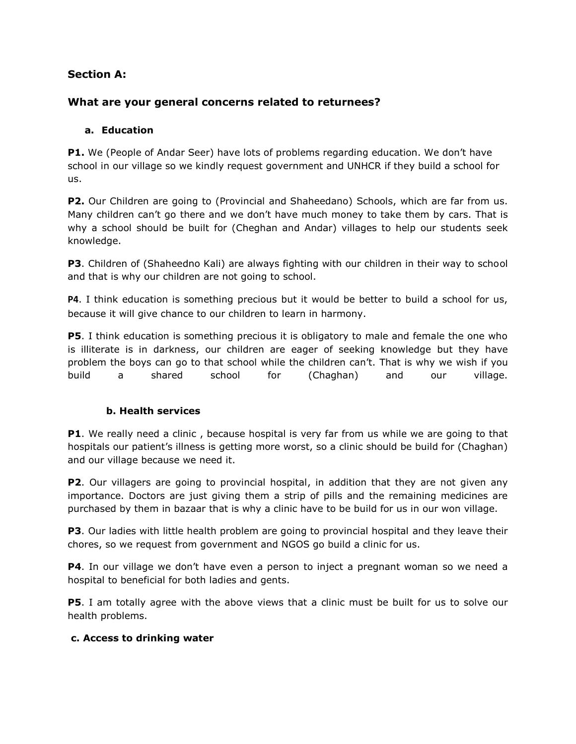## Section A:

## What are your general concerns related to returnees?

### a. Education

**P1.** We (People of Andar Seer) have lots of problems regarding education. We don't have school in our village so we kindly request government and UNHCR if they build a school for us.

**P2.** Our Children are going to (Provincial and Shaheedano) Schools, which are far from us. Many children can't go there and we don't have much money to take them by cars. That is why a school should be built for (Cheghan and Andar) villages to help our students seek knowledge.

**P3**. Children of (Shaheedno Kali) are always fighting with our children in their way to school and that is why our children are not going to school.

**P4**. I think education is something precious but it would be better to build a school for us, because it will give chance to our children to learn in harmony.

**P5**. I think education is something precious it is obligatory to male and female the one who is illiterate is in darkness, our children are eager of seeking knowledge but they have problem the boys can go to that school while the children can't. That is why we wish if you build a shared school for (Chaghan) and our village.

### b. Health services

**P1**. We really need a clinic , because hospital is very far from us while we are going to that hospitals our patient's illness is getting more worst, so a clinic should be build for (Chaghan) and our village because we need it.

**P2**. Our villagers are going to provincial hospital, in addition that they are not given any importance. Doctors are just giving them a strip of pills and the remaining medicines are purchased by them in bazaar that is why a clinic have to be build for us in our won village.

**P3**. Our ladies with little health problem are going to provincial hospital and they leave their chores, so we request from government and NGOS go build a clinic for us.

**P4**. In our village we don't have even a person to inject a pregnant woman so we need a hospital to beneficial for both ladies and gents.

**P5**. I am totally agree with the above views that a clinic must be built for us to solve our health problems.

### c. Access to drinking water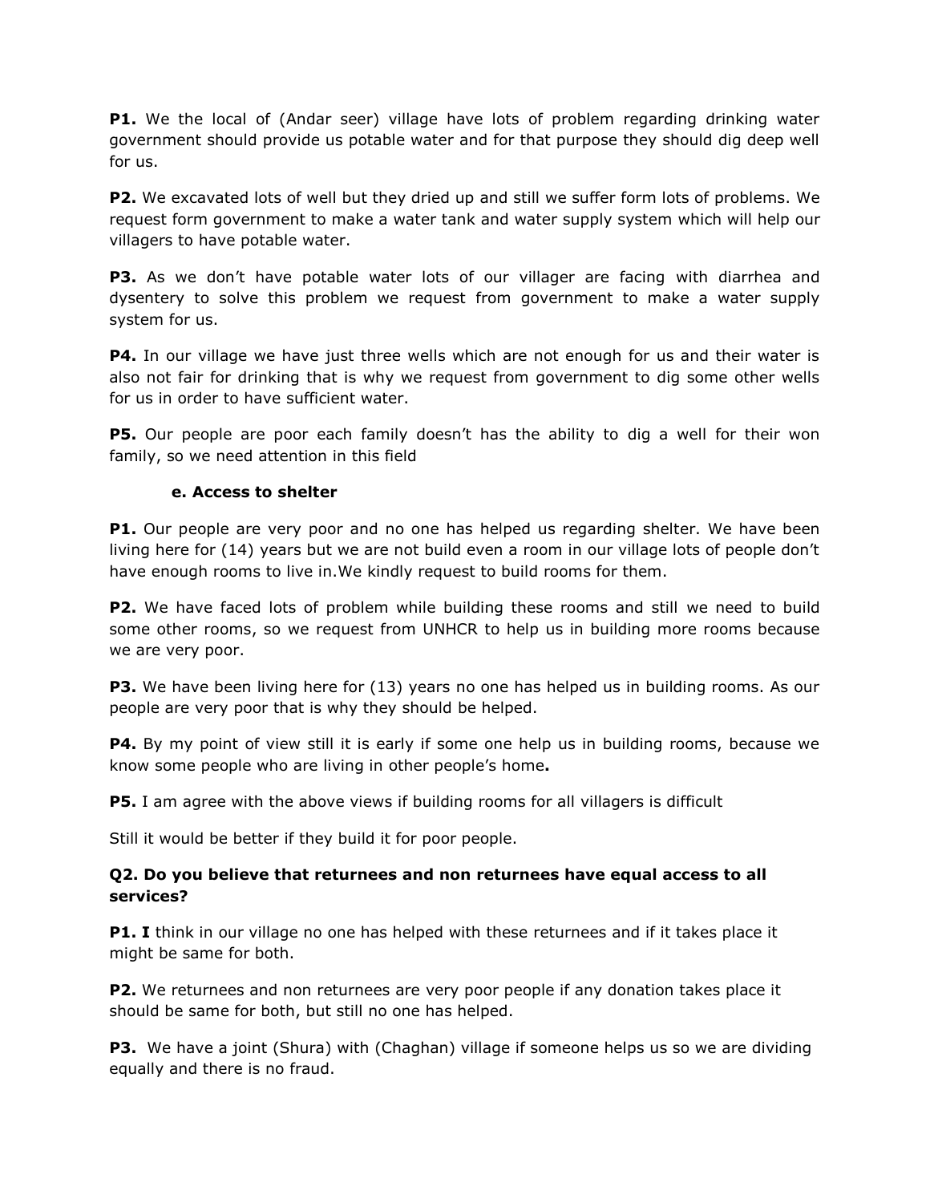**P1.** We the local of (Andar seer) village have lots of problem regarding drinking water government should provide us potable water and for that purpose they should dig deep well for us.

**P2.** We excavated lots of well but they dried up and still we suffer form lots of problems. We request form government to make a water tank and water supply system which will help our villagers to have potable water.

**P3.** As we don't have potable water lots of our villager are facing with diarrhea and dysentery to solve this problem we request from government to make a water supply system for us.

**P4.** In our village we have just three wells which are not enough for us and their water is also not fair for drinking that is why we request from government to dig some other wells for us in order to have sufficient water.

**P5.** Our people are poor each family doesn't has the ability to dig a well for their won family, so we need attention in this field

**e. Access to shelter**

**P1.** Our people are very poor and no one has helped us regarding shelter. We have been living here for (14) years but we are not build even a room in our village lots of people don't have enough rooms to live in.We kindly request to build rooms for them.

**P2.** We have faced lots of problem while building these rooms and still we need to build some other rooms, so we request from UNHCR to help us in building more rooms because we are very poor.

**P3.** We have been living here for (13) years no one has helped us in building rooms. As our people are very poor that is why they should be helped.

**P4.** By my point of view still it is early if some one help us in building rooms, because we know some people who are living in other people's home**.**

**P5.** I am agree with the above views if building rooms for all villagers is difficult

Still it would be better if they build it for poor people.

**Q2. Do you believe that returnees and non returnees have equal access to all services?**

**P1. I** think in our village no one has helped with these returnees and if it takes place it might be same for both.

**P2.** We returnees and non returnees are very poor people if any donation takes place it should be same for both, but still no one has helped.

**P3.** We have a joint (Shura) with (Chaghan) village if someone helps us so we are dividing equally and there is no fraud.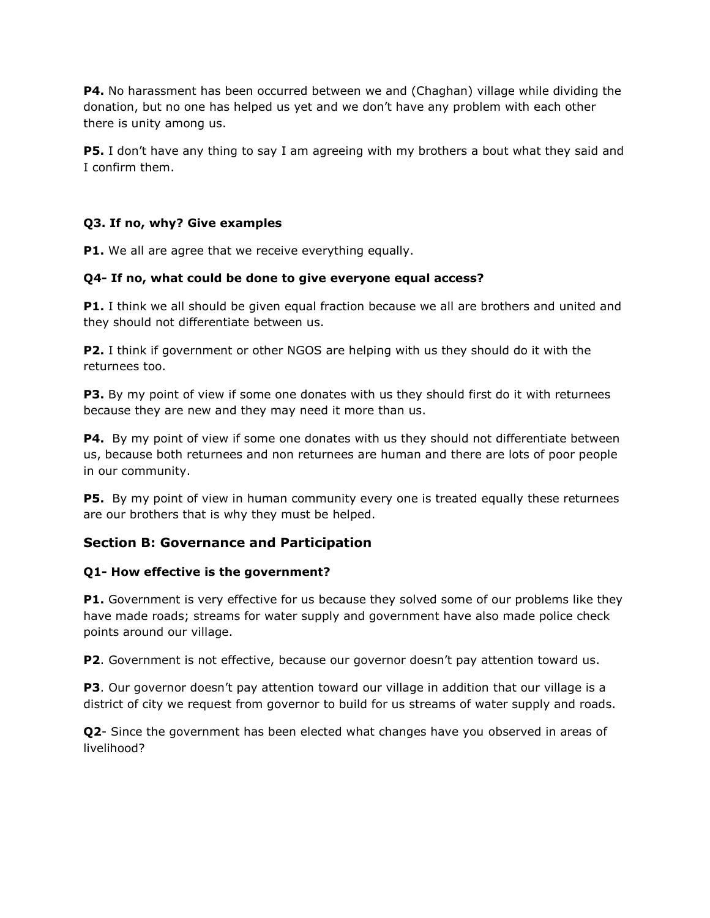**P4.** No harassment has been occurred between we and (Chaghan) village while dividing the donation, but no one has helped us yet and we don't have any problem with each other there is unity among us.

**P5.** I don't have any thing to say I am agreeing with my brothers a bout what they said and I confirm them.

**Q3. If no, why? Give examples**

**P1.** We all are agree that we receive everything equally.

**Q4- If no, what could be done to give everyone equal access?**

**P1.** I think we all should be given equal fraction because we all are brothers and united and they should not differentiate between us.

**P2.** I think if government or other NGOS are helping with us they should do it with the returnees too.

**P3.** By my point of view if some one donates with us they should first do it with returnees because they are new and they may need it more than us.

**P4.** By my point of view if some one donates with us they should not differentiate between us, because both returnees and non returnees are human and there are lots of poor people in our community.

**P5.** By my point of view in human community every one is treated equally these returnees are our brothers that is why they must be helped.

## Section B: Governance and Participation

**Q1- How effective is the government?**

**P1.** Government is very effective for us because they solved some of our problems like they have made roads; streams for water supply and government have also made police check points around our village.

**P2**. Government is not effective, because our governor doesn't pay attention toward us.

**P3**. Our governor doesn't pay attention toward our village in addition that our village is a district of city we request from governor to build for us streams of water supply and roads.

**Q2**- Since the government has been elected what changes have you observed in areas of livelihood?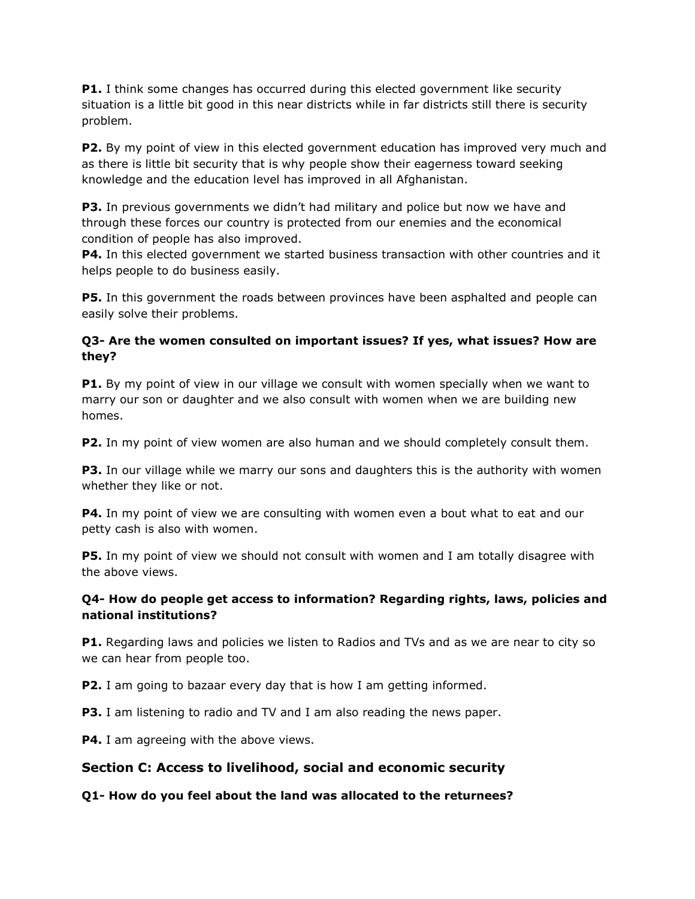**P1.** I think some changes has occurred during this elected government like security situation is a little bit good in this near districts while in far districts still there is security problem.

**P2.** By my point of view in this elected government education has improved very much and as there is little bit security that is why people show their eagerness toward seeking knowledge and the education level has improved in all Afghanistan.

**P3.** In previous governments we didn't had military and police but now we have and through these forces our country is protected from our enemies and the economical condition of people has also improved.

**P4.** In this elected government we started business transaction with other countries and it helps people to do business easily.

**P5.** In this government the roads between provinces have been asphalted and people can easily solve their problems.

### Q3- Are the women consulted on important issues? If yes, what issues? How are they?

**P1.** By my point of view in our village we consult with women specially when we want to marry our son or daughter and we also consult with women when we are building new homes.

**P2.** In my point of view women are also human and we should completely consult them.

**P3.** In our village while we marry our sons and daughters this is the authority with women whether they like or not.

**P4.** In my point of view we are consulting with women even a bout what to eat and our petty cash is also with women.

**P5.** In my point of view we should not consult with women and I am totally disagree with the above views.

### Q4- How do people get access to information? Regarding rights, laws, policies and national institutions?

**P1.** Regarding laws and policies we listen to Radios and TVs and as we are near to city so we can hear from people too.

**P2.** I am going to bazaar every day that is how I am getting informed.

**P3.** I am listening to radio and TV and I am also reading the news paper.

**P4.** I am agreeing with the above views.

## Section C: Access to livelihood, social and economic security

### Q1- How do you feel about the land was allocated to the returnees?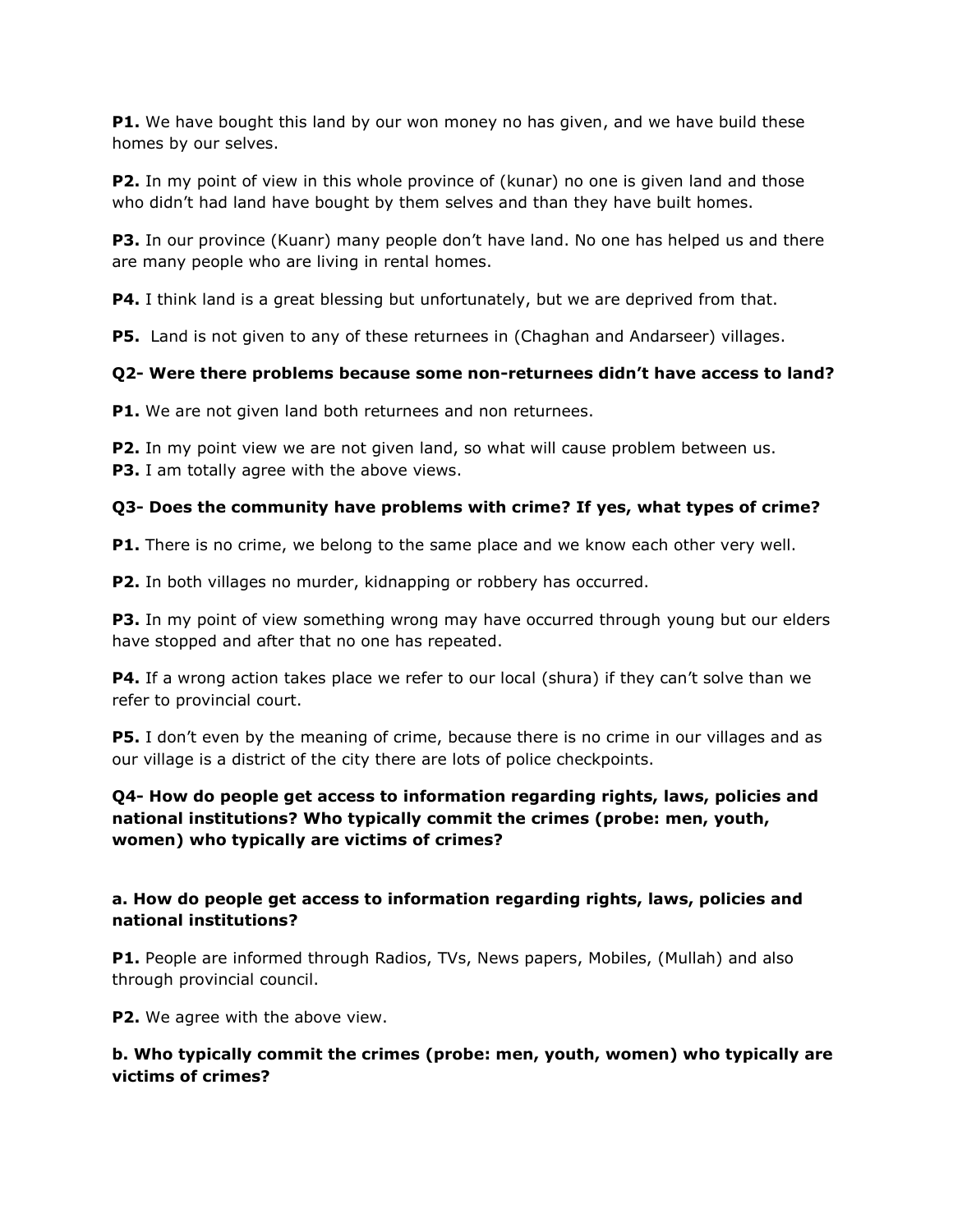**P1.** We have bought this land by our won money no has given, and we have build these homes by our selves.

**P2.** In my point of view in this whole province of (kunar) no one is given land and those who didn't had land have bought by them selves and than they have built homes.

**P3.** In our province (Kuanr) many people don't have land. No one has helped us and there are many people who are living in rental homes.

**P4.** I think land is a great blessing but unfortunately, but we are deprived from that.

**P5.** Land is not given to any of these returnees in (Chaghan and Andarseer) villages.

**Q2- Were there problems because some non-returnees didn't have access to land?**

**P1.** We are not given land both returnees and non returnees.

**P2.** In my point view we are not given land, so what will cause problem between us.
**P3.** I am totally agree with the above views.

**Q3- Does the community have problems with crime? If yes, what types of crime?**

**P1.** There is no crime, we belong to the same place and we know each other very well.

**P2.** In both villages no murder, kidnapping or robbery has occurred.

**P3.** In my point of view something wrong may have occurred through young but our elders have stopped and after that no one has repeated.

**P4.** If a wrong action takes place we refer to our local (shura) if they can't solve than we refer to provincial court.

**P5.** I don't even by the meaning of crime, because there is no crime in our villages and as our village is a district of the city there are lots of police checkpoints.

**Q4- How do people get access to information regarding rights, laws, policies and national institutions? Who typically commit the crimes (probe: men, youth, women) who typically are victims of crimes?**

**a. How do people get access to information regarding rights, laws, policies and national institutions?**

**P1.** People are informed through Radios, TVs, News papers, Mobiles, (Mullah) and also through provincial council.

**P2.** We agree with the above view.

**b. Who typically commit the crimes (probe: men, youth, women) who typically are victims of crimes?**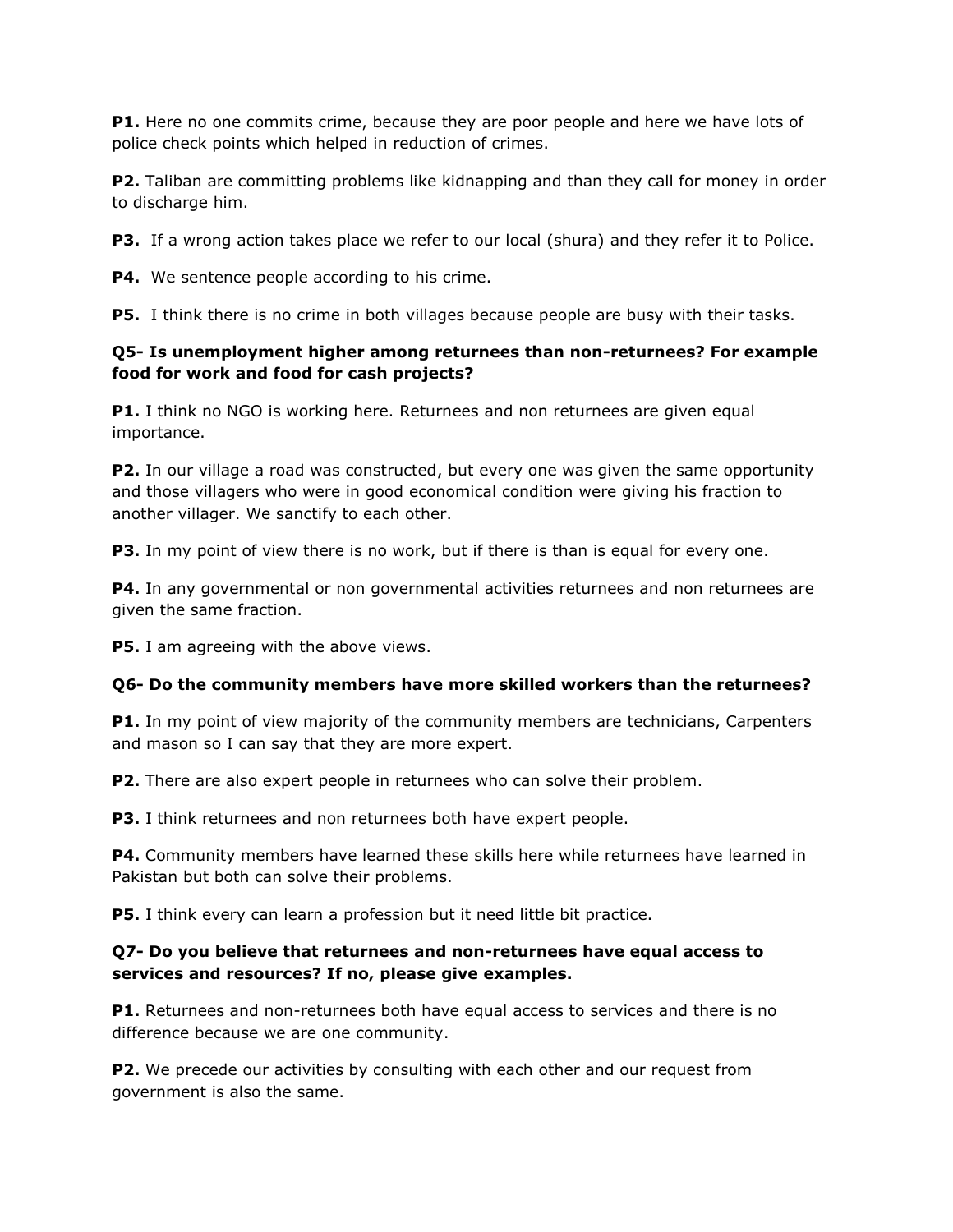**P1.** Here no one commits crime, because they are poor people and here we have lots of police check points which helped in reduction of crimes.

**P2.** Taliban are committing problems like kidnapping and than they call for money in order to discharge him.

**P3.** If a wrong action takes place we refer to our local (shura) and they refer it to Police.

**P4.** We sentence people according to his crime.

**P5.** I think there is no crime in both villages because people are busy with their tasks.

### Q5- Is unemployment higher among returnees than non-returnees? For example food for work and food for cash projects?

**P1.** I think no NGO is working here. Returnees and non returnees are given equal importance.

**P2.** In our village a road was constructed, but every one was given the same opportunity and those villagers who were in good economical condition were giving his fraction to another villager. We sanctify to each other.

**P3.** In my point of view there is no work, but if there is than is equal for every one.

**P4.** In any governmental or non governmental activities returnees and non returnees are given the same fraction.

**P5.** I am agreeing with the above views.

### Q6- Do the community members have more skilled workers than the returnees?

**P1.** In my point of view majority of the community members are technicians, Carpenters and mason so I can say that they are more expert.

**P2.** There are also expert people in returnees who can solve their problem.

**P3.** I think returnees and non returnees both have expert people.

**P4.** Community members have learned these skills here while returnees have learned in Pakistan but both can solve their problems.

**P5.** I think every can learn a profession but it need little bit practice.

### Q7- Do you believe that returnees and non-returnees have equal access to services and resources? If no, please give examples.

**P1.** Returnees and non-returnees both have equal access to services and there is no difference because we are one community.

**P2.** We precede our activities by consulting with each other and our request from government is also the same.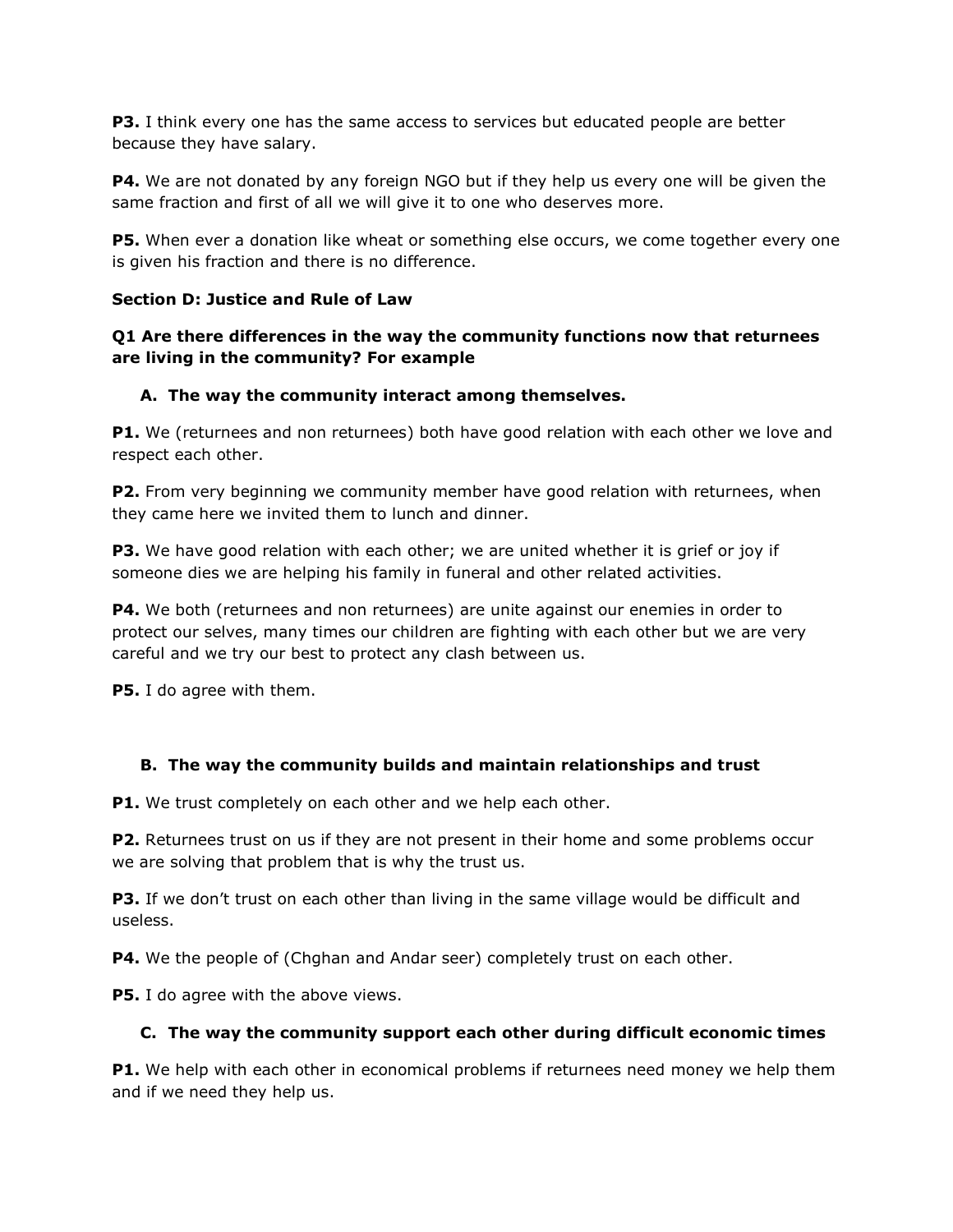**P3.** I think every one has the same access to services but educated people are better because they have salary.

**P4.** We are not donated by any foreign NGO but if they help us every one will be given the same fraction and first of all we will give it to one who deserves more.

**P5.** When ever a donation like wheat or something else occurs, we come together every one is given his fraction and there is no difference.

**Section D: Justice and Rule of Law**

**Q1 Are there differences in the way the community functions now that returnees are living in the community? For example**

**A. The way the community interact among themselves.**

**P1.** We (returnees and non returnees) both have good relation with each other we love and respect each other.

**P2.** From very beginning we community member have good relation with returnees, when they came here we invited them to lunch and dinner.

**P3.** We have good relation with each other; we are united whether it is grief or joy if someone dies we are helping his family in funeral and other related activities.

**P4.** We both (returnees and non returnees) are unite against our enemies in order to protect our selves, many times our children are fighting with each other but we are very careful and we try our best to protect any clash between us.

**P5.** I do agree with them.

**B. The way the community builds and maintain relationships and trust**

**P1.** We trust completely on each other and we help each other.

**P2.** Returnees trust on us if they are not present in their home and some problems occur we are solving that problem that is why the trust us.

**P3.** If we don't trust on each other than living in the same village would be difficult and useless.

**P4.** We the people of (Chghan and Andar seer) completely trust on each other.

**P5.** I do agree with the above views.

**C. The way the community support each other during difficult economic times**

**P1.** We help with each other in economical problems if returnees need money we help them and if we need they help us.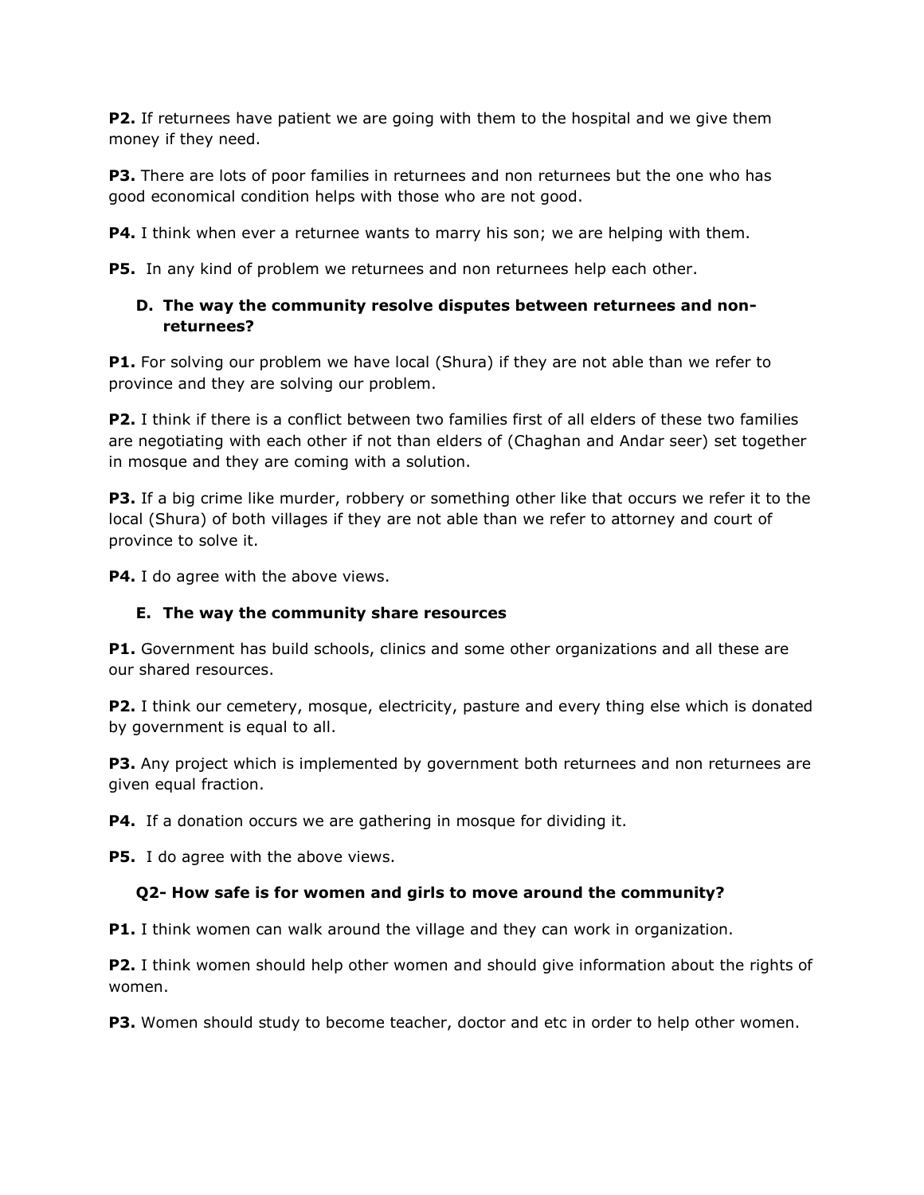**P2.** If returnees have patient we are going with them to the hospital and we give them money if they need.

**P3.** There are lots of poor families in returnees and non returnees but the one who has good economical condition helps with those who are not good.

**P4.** I think when ever a returnee wants to marry his son; we are helping with them.

**P5.** In any kind of problem we returnees and non returnees help each other.

### D. The way the community resolve disputes between returnees and non-returnees?

**P1.** For solving our problem we have local (Shura) if they are not able than we refer to province and they are solving our problem.

**P2.** I think if there is a conflict between two families first of all elders of these two families are negotiating with each other if not than elders of (Chaghan and Andar seer) set together in mosque and they are coming with a solution.

**P3.** If a big crime like murder, robbery or something other like that occurs we refer it to the local (Shura) of both villages if they are not able than we refer to attorney and court of province to solve it.

**P4.** I do agree with the above views.

### E. The way the community share resources

**P1.** Government has build schools, clinics and some other organizations and all these are our shared resources.

**P2.** I think our cemetery, mosque, electricity, pasture and every thing else which is donated by government is equal to all.

**P3.** Any project which is implemented by government both returnees and non returnees are given equal fraction.

**P4.** If a donation occurs we are gathering in mosque for dividing it.

**P5.** I do agree with the above views.

### Q2- How safe is for women and girls to move around the community?

**P1.** I think women can walk around the village and they can work in organization.

**P2.** I think women should help other women and should give information about the rights of women.

**P3.** Women should study to become teacher, doctor and etc in order to help other women.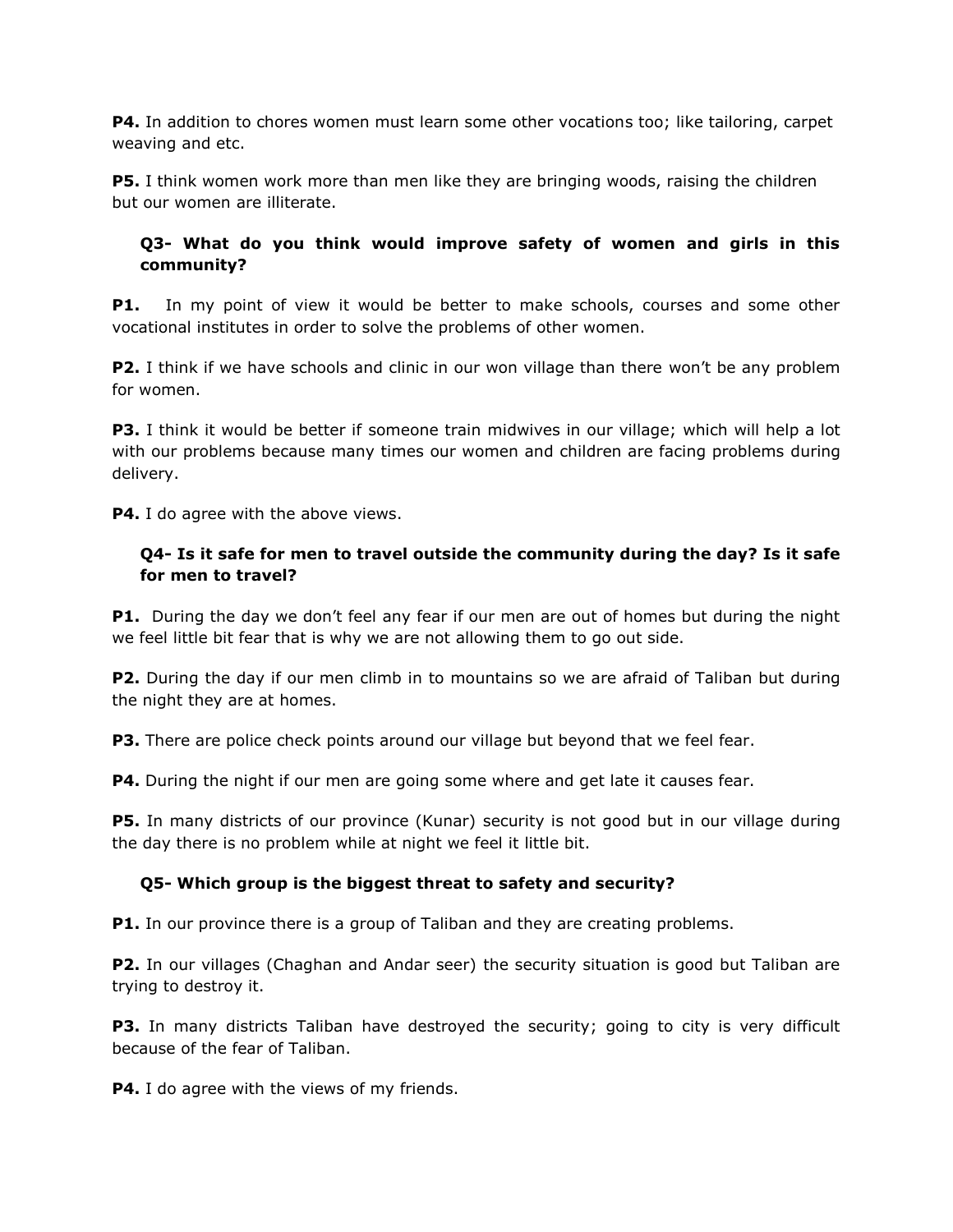**P4.** In addition to chores women must learn some other vocations too; like tailoring, carpet weaving and etc.

**P5.** I think women work more than men like they are bringing woods, raising the children but our women are illiterate.

**Q3- What do you think would improve safety of women and girls in this community?**

**P1.** In my point of view it would be better to make schools, courses and some other vocational institutes in order to solve the problems of other women.

**P2.** I think if we have schools and clinic in our won village than there won't be any problem for women.

**P3.** I think it would be better if someone train midwives in our village; which will help a lot with our problems because many times our women and children are facing problems during delivery.

**P4.** I do agree with the above views.

**Q4- Is it safe for men to travel outside the community during the day? Is it safe for men to travel?**

**P1.** During the day we don't feel any fear if our men are out of homes but during the night we feel little bit fear that is why we are not allowing them to go out side.

**P2.** During the day if our men climb in to mountains so we are afraid of Taliban but during the night they are at homes.

**P3.** There are police check points around our village but beyond that we feel fear.

**P4.** During the night if our men are going some where and get late it causes fear.

**P5.** In many districts of our province (Kunar) security is not good but in our village during the day there is no problem while at night we feel it little bit.

**Q5- Which group is the biggest threat to safety and security?**

**P1.** In our province there is a group of Taliban and they are creating problems.

**P2.** In our villages (Chaghan and Andar seer) the security situation is good but Taliban are trying to destroy it.

**P3.** In many districts Taliban have destroyed the security; going to city is very difficult because of the fear of Taliban.

**P4.** I do agree with the views of my friends.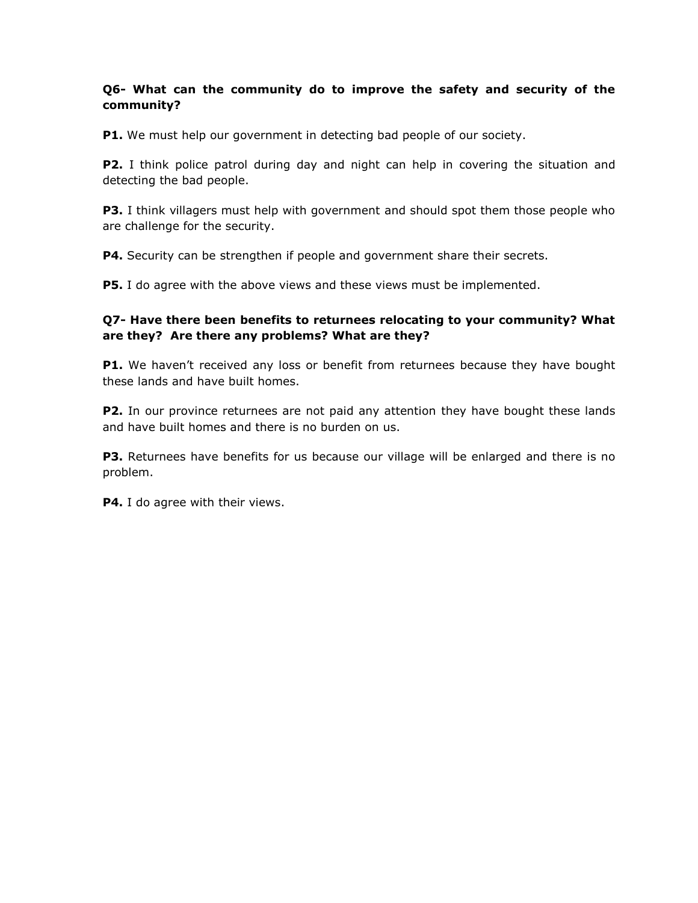**Q6- What can the community do to improve the safety and security of the community?**

**P1.** We must help our government in detecting bad people of our society.

**P2.** I think police patrol during day and night can help in covering the situation and detecting the bad people.

**P3.** I think villagers must help with government and should spot them those people who are challenge for the security.

**P4.** Security can be strengthen if people and government share their secrets.

**P5.** I do agree with the above views and these views must be implemented.

**Q7- Have there been benefits to returnees relocating to your community? What are they? Are there any problems? What are they?**

**P1.** We haven't received any loss or benefit from returnees because they have bought these lands and have built homes.

**P2.** In our province returnees are not paid any attention they have bought these lands and have built homes and there is no burden on us.

**P3.** Returnees have benefits for us because our village will be enlarged and there is no problem.

**P4.** I do agree with their views.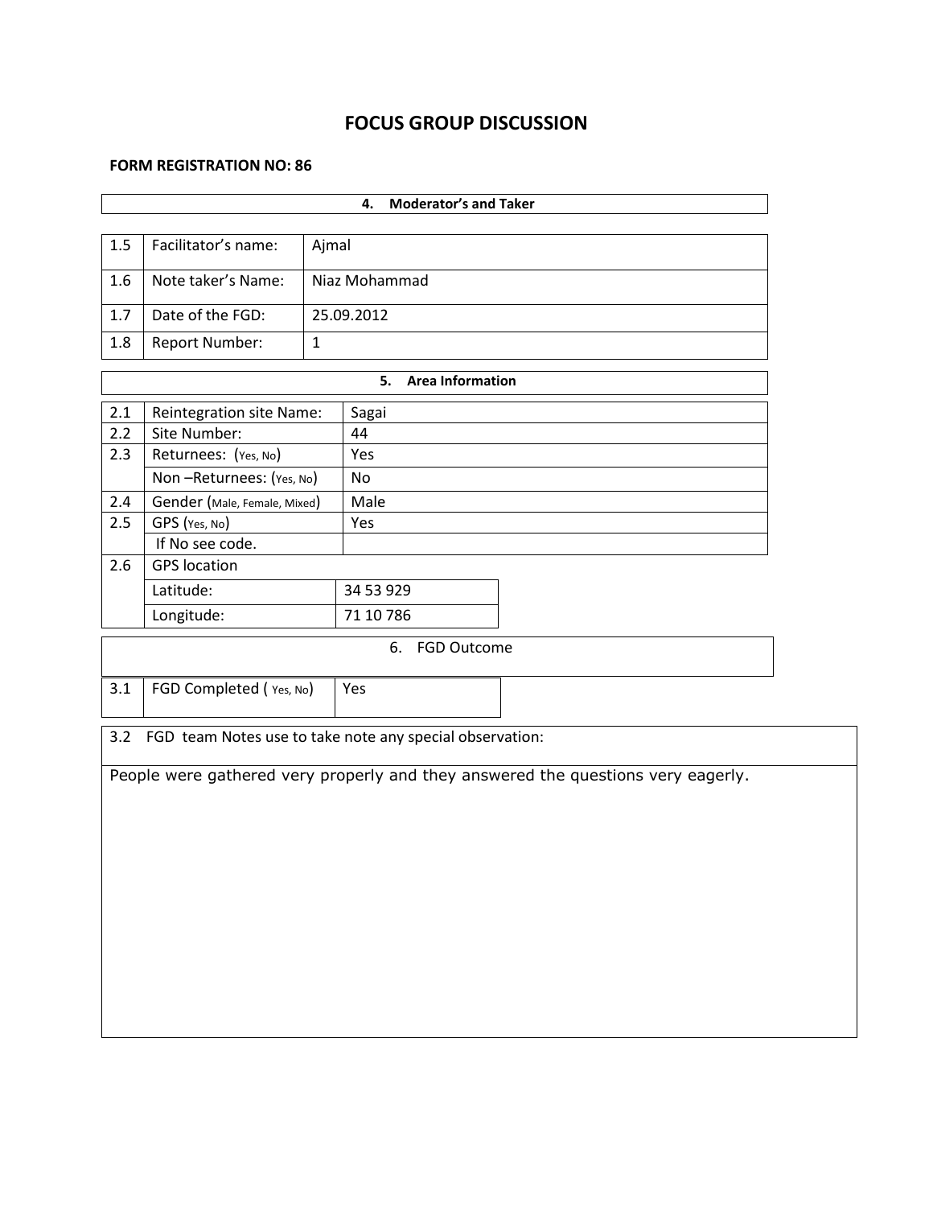# FOCUS GROUP DISCUSSION

**FORM REGISTRATION NO: 86**

| **4. Moderator's and Taker** | | |
|---|---|---|
| 1.5 | Facilitator's name: | Ajmal |
| 1.6 | Note taker's Name: | Niaz Mohammad |
| 1.7 | Date of the FGD: | 25.09.2012 |
| 1.8 | Report Number: | 1 |

| **5. Area Information** | | |
|---|---|---|
| 2.1 | Reintegration site Name: | Sagai |
| 2.2 | Site Number: | 44 |
| 2.3 | Returnees: (Yes, No) | Yes |
| | Non –Returnees: (Yes, No) | No |
| 2.4 | Gender (Male, Female, Mixed) | Male |
| 2.5 | GPS (Yes, No) | Yes |
| | If No see code. | |
| 2.6 | GPS location | |
| | Latitude: | 34 53 929 |
| | Longitude: | 71 10 786 |

| 6. FGD Outcome | | |
|---|---|---|
| 3.1 | FGD Completed ( Yes, No) | Yes |

| 3.2 FGD team Notes use to take note any special observation: |
|---|
| People were gathered very properly and they answered the questions very eagerly. |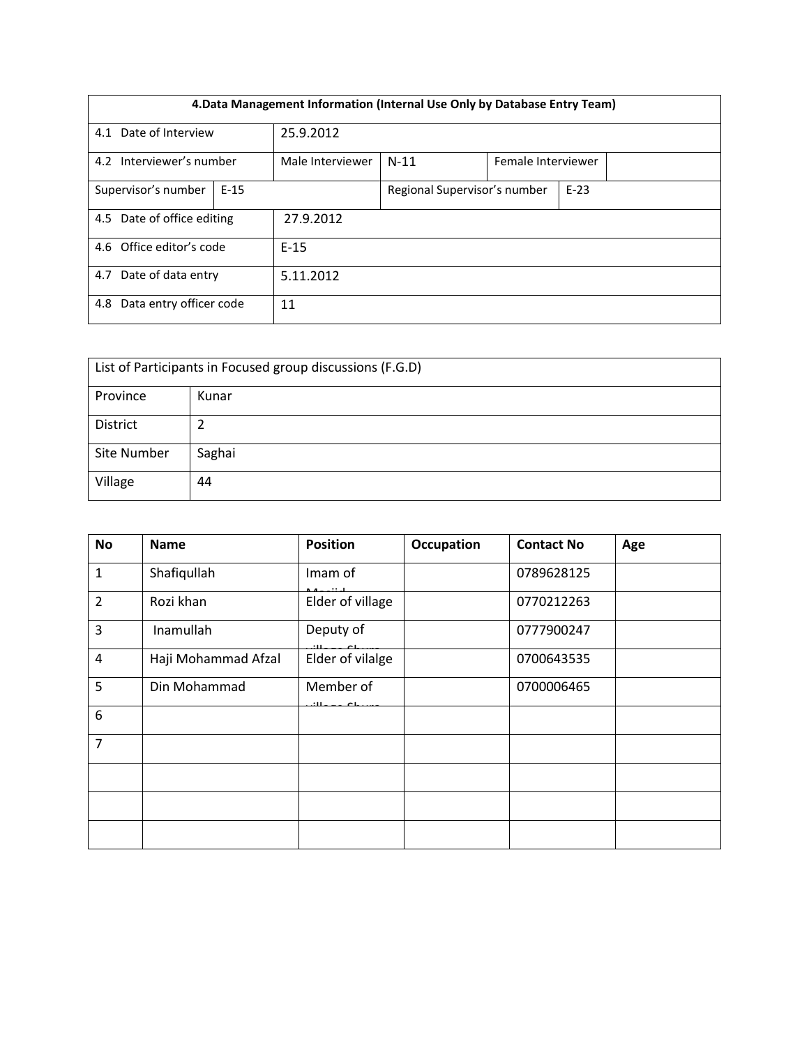| 4.Data Management Information (Internal Use Only by Database Entry Team) | | | | | |
|---|---|---|---|---|---|
| 4.1 Date of Interview | 25.9.2012 | | | | |
| 4.2 Interviewer's number | Male Interviewer | N-11 | Female Interviewer | | |
| Supervisor's number | E-15 | | Regional Supervisor's number | E-23 | |
| 4.5 Date of office editing | 27.9.2012 | | | | |
| 4.6 Office editor's code | E-15 | | | | |
| 4.7 Date of data entry | 5.11.2012 | | | | |
| 4.8 Data entry officer code | 11 | | | | |

| List of Participants in Focused group discussions (F.G.D) | |
|---|---|
| Province | Kunar |
| District | 2 |
| Site Number | Saghai |
| Village | 44 |

| No | Name | Position | Occupation | Contact No | Age |
|---|---|---|---|---|---|
| 1 | Shafiqullah | Imam of Masjid | | 0789628125 | |
| 2 | Rozi khan | Elder of village | | 0770212263 | |
| 3 | Inamullah | Deputy of village Shura | | 0777900247 | |
| 4 | Haji Mohammad Afzal | Elder of vilalge | | 0700643535 | |
| 5 | Din Mohammad | Member of village Shura | | 0700006465 | |
| 6 | | | | | |
| 7 | | | | | |
| | | | | | |
| | | | | | |
| | | | | | |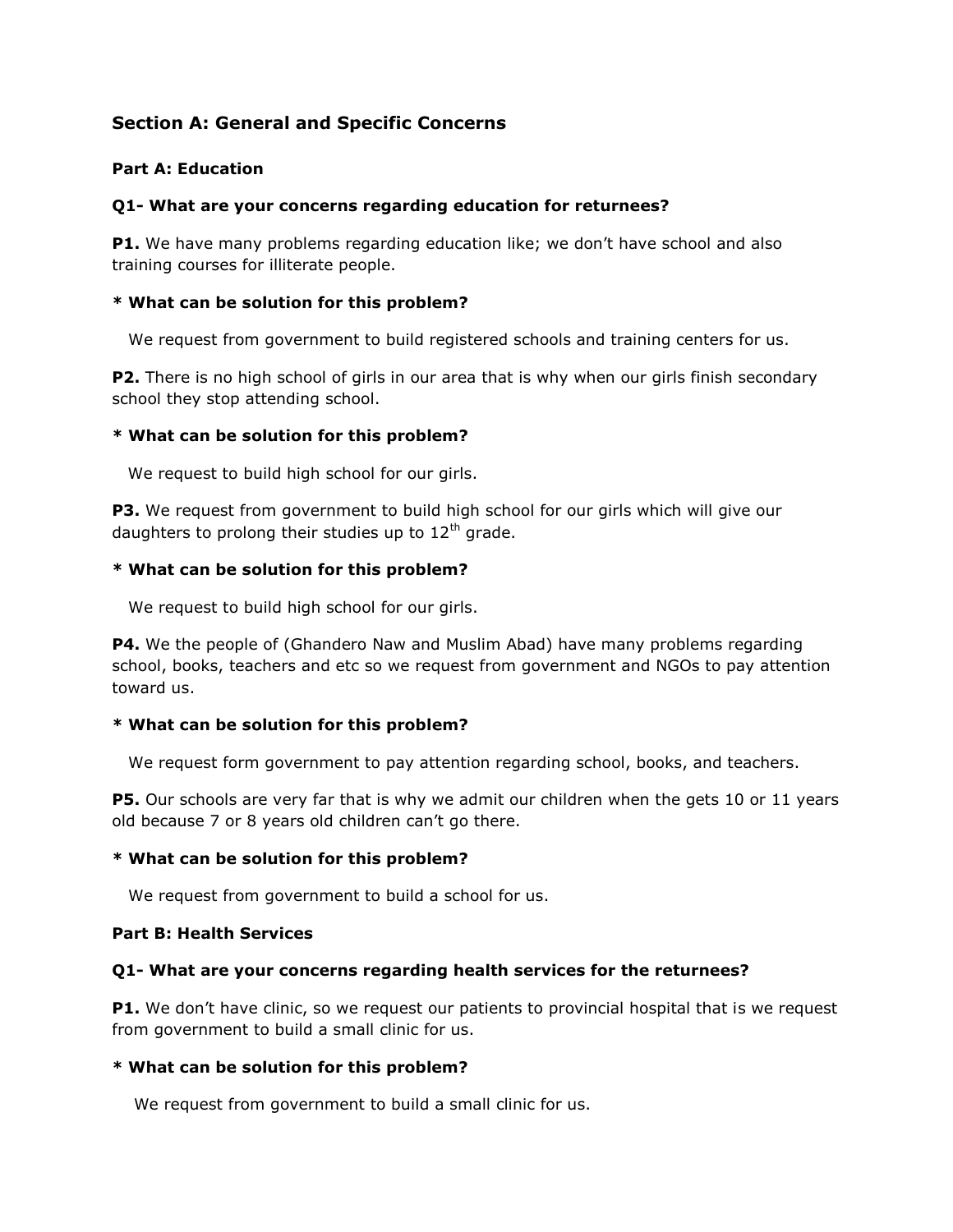## Section A: General and Specific Concerns

### Part A: Education

#### Q1- What are your concerns regarding education for returnees?

**P1.** We have many problems regarding education like; we don't have school and also training courses for illiterate people.

**\* What can be solution for this problem?**

We request from government to build registered schools and training centers for us.

**P2.** There is no high school of girls in our area that is why when our girls finish secondary school they stop attending school.

**\* What can be solution for this problem?**

We request to build high school for our girls.

**P3.** We request from government to build high school for our girls which will give our daughters to prolong their studies up to 12th grade.

**\* What can be solution for this problem?**

We request to build high school for our girls.

**P4.** We the people of (Ghandero Naw and Muslim Abad) have many problems regarding school, books, teachers and etc so we request from government and NGOs to pay attention toward us.

**\* What can be solution for this problem?**

We request form government to pay attention regarding school, books, and teachers.

**P5.** Our schools are very far that is why we admit our children when the gets 10 or 11 years old because 7 or 8 years old children can't go there.

**\* What can be solution for this problem?**

We request from government to build a school for us.

### Part B: Health Services

#### Q1- What are your concerns regarding health services for the returnees?

**P1.** We don't have clinic, so we request our patients to provincial hospital that is we request from government to build a small clinic for us.

**\* What can be solution for this problem?**

We request from government to build a small clinic for us.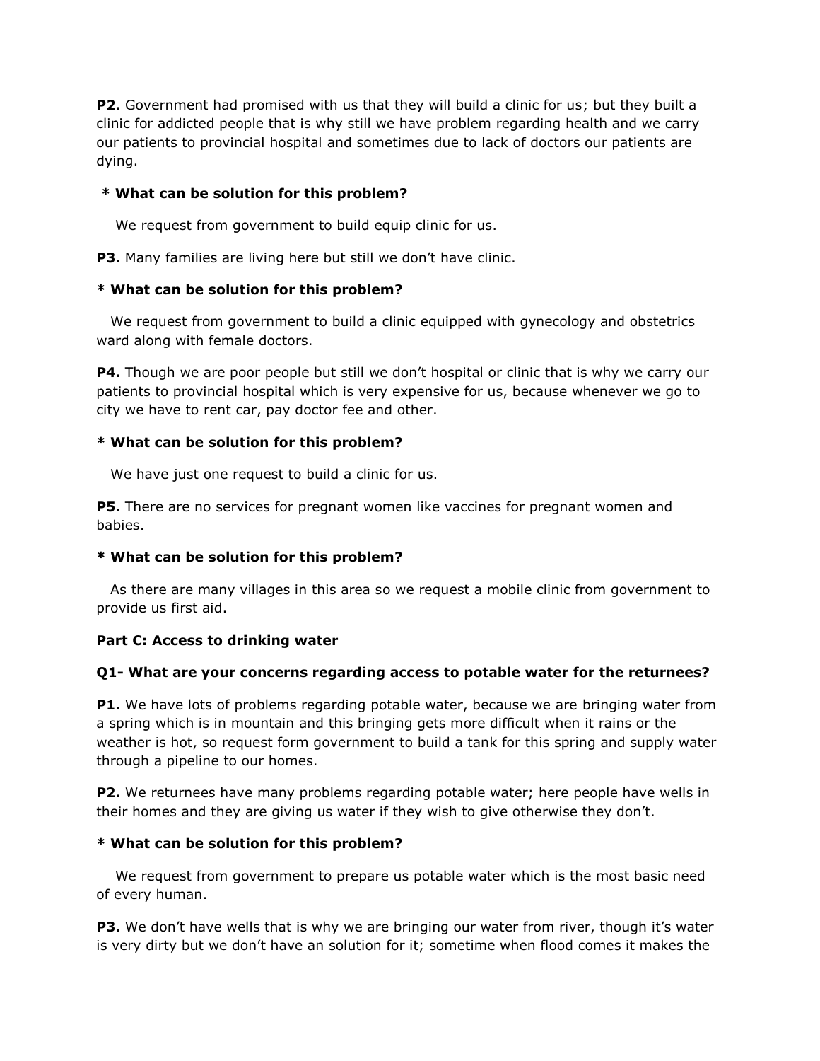**P2.** Government had promised with us that they will build a clinic for us; but they built a clinic for addicted people that is why still we have problem regarding health and we carry our patients to provincial hospital and sometimes due to lack of doctors our patients are dying.

**\* What can be solution for this problem?**

We request from government to build equip clinic for us.

**P3.** Many families are living here but still we don't have clinic.

**\* What can be solution for this problem?**

We request from government to build a clinic equipped with gynecology and obstetrics ward along with female doctors.

**P4.** Though we are poor people but still we don't hospital or clinic that is why we carry our patients to provincial hospital which is very expensive for us, because whenever we go to city we have to rent car, pay doctor fee and other.

**\* What can be solution for this problem?**

We have just one request to build a clinic for us.

**P5.** There are no services for pregnant women like vaccines for pregnant women and babies.

**\* What can be solution for this problem?**

As there are many villages in this area so we request a mobile clinic from government to provide us first aid.

**Part C: Access to drinking water**

**Q1- What are your concerns regarding access to potable water for the returnees?**

**P1.** We have lots of problems regarding potable water, because we are bringing water from a spring which is in mountain and this bringing gets more difficult when it rains or the weather is hot, so request form government to build a tank for this spring and supply water through a pipeline to our homes.

**P2.** We returnees have many problems regarding potable water; here people have wells in their homes and they are giving us water if they wish to give otherwise they don't.

**\* What can be solution for this problem?**

We request from government to prepare us potable water which is the most basic need of every human.

**P3.** We don't have wells that is why we are bringing our water from river, though it's water is very dirty but we don't have an solution for it; sometime when flood comes it makes the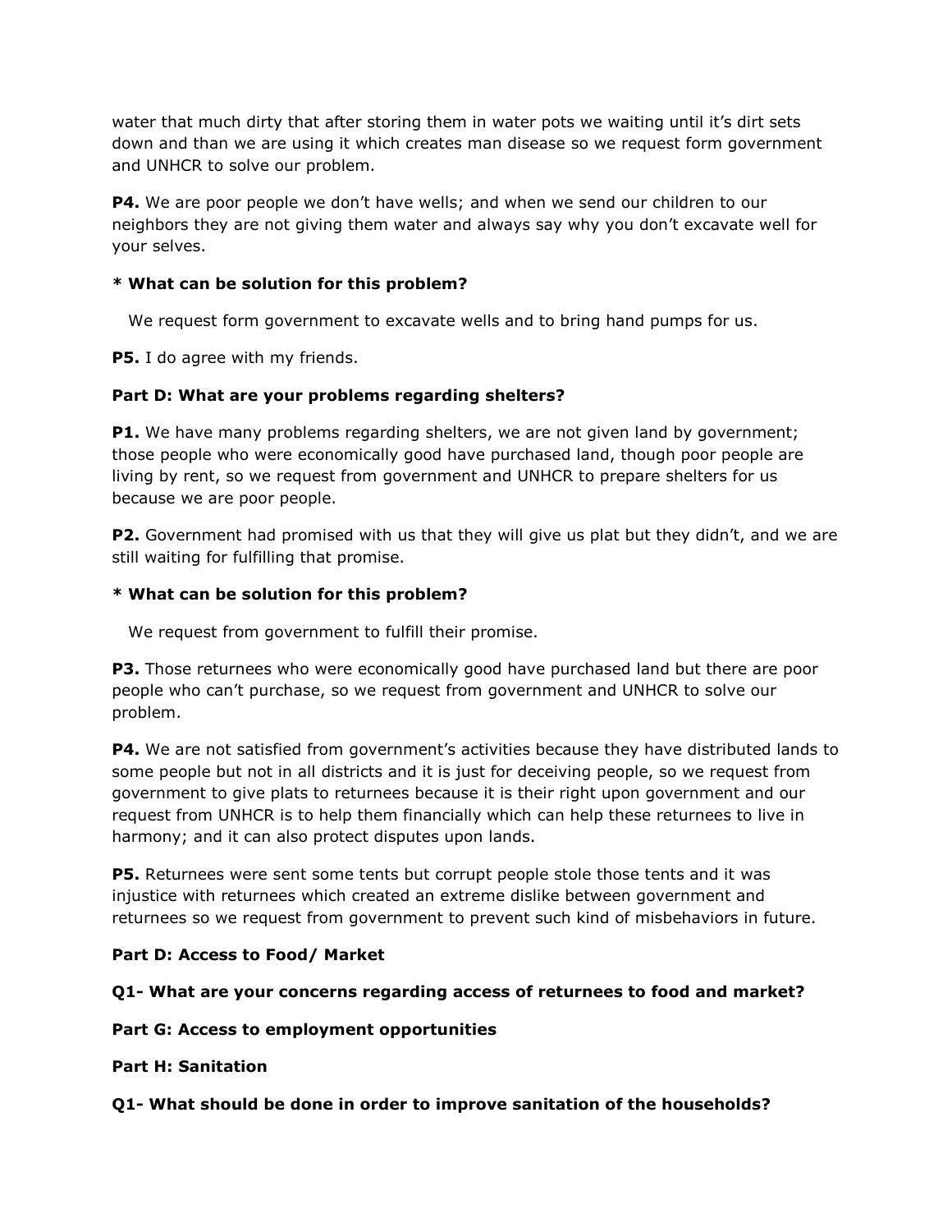water that much dirty that after storing them in water pots we waiting until it's dirt sets down and than we are using it which creates man disease so we request form government and UNHCR to solve our problem.

**P4.** We are poor people we don't have wells; and when we send our children to our neighbors they are not giving them water and always say why you don't excavate well for your selves.

**\* What can be solution for this problem?**

We request form government to excavate wells and to bring hand pumps for us.

**P5.** I do agree with my friends.

**Part D: What are your problems regarding shelters?**

**P1.** We have many problems regarding shelters, we are not given land by government; those people who were economically good have purchased land, though poor people are living by rent, so we request from government and UNHCR to prepare shelters for us because we are poor people.

**P2.** Government had promised with us that they will give us plat but they didn't, and we are still waiting for fulfilling that promise.

**\* What can be solution for this problem?**

We request from government to fulfill their promise.

**P3.** Those returnees who were economically good have purchased land but there are poor people who can't purchase, so we request from government and UNHCR to solve our problem.

**P4.** We are not satisfied from government's activities because they have distributed lands to some people but not in all districts and it is just for deceiving people, so we request from government to give plats to returnees because it is their right upon government and our request from UNHCR is to help them financially which can help these returnees to live in harmony; and it can also protect disputes upon lands.

**P5.** Returnees were sent some tents but corrupt people stole those tents and it was injustice with returnees which created an extreme dislike between government and returnees so we request from government to prevent such kind of misbehaviors in future.

**Part D: Access to Food/ Market**

**Q1- What are your concerns regarding access of returnees to food and market?**

**Part G: Access to employment opportunities**

**Part H: Sanitation**

**Q1- What should be done in order to improve sanitation of the households?**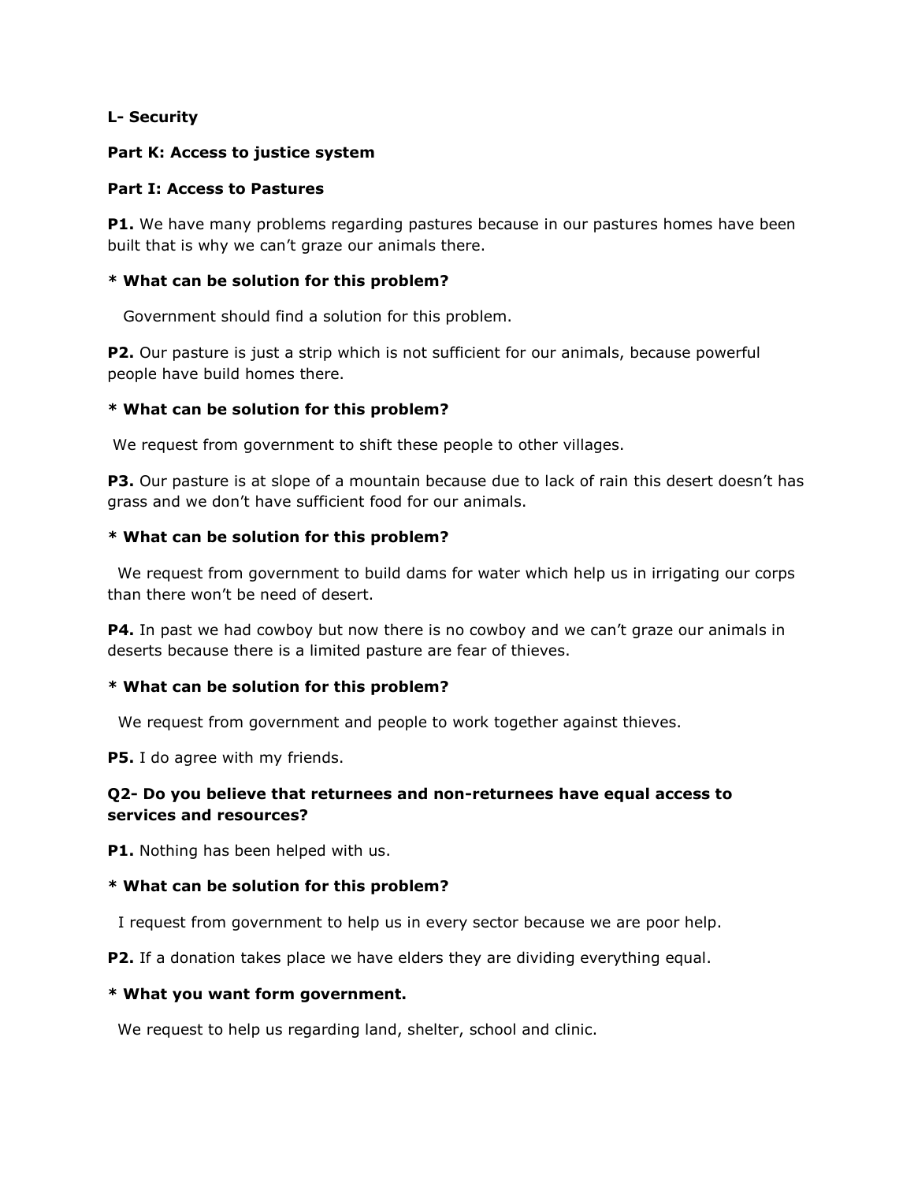**L- Security**

**Part K: Access to justice system**

**Part I: Access to Pastures**

**P1.** We have many problems regarding pastures because in our pastures homes have been built that is why we can't graze our animals there.

**\* What can be solution for this problem?**

Government should find a solution for this problem.

**P2.** Our pasture is just a strip which is not sufficient for our animals, because powerful people have build homes there.

**\* What can be solution for this problem?**

We request from government to shift these people to other villages.

**P3.** Our pasture is at slope of a mountain because due to lack of rain this desert doesn't has grass and we don't have sufficient food for our animals.

**\* What can be solution for this problem?**

We request from government to build dams for water which help us in irrigating our corps than there won't be need of desert.

**P4.** In past we had cowboy but now there is no cowboy and we can't graze our animals in deserts because there is a limited pasture are fear of thieves.

**\* What can be solution for this problem?**

We request from government and people to work together against thieves.

**P5.** I do agree with my friends.

**Q2- Do you believe that returnees and non-returnees have equal access to services and resources?**

**P1.** Nothing has been helped with us.

**\* What can be solution for this problem?**

I request from government to help us in every sector because we are poor help.

**P2.** If a donation takes place we have elders they are dividing everything equal.

**\* What you want form government.**

We request to help us regarding land, shelter, school and clinic.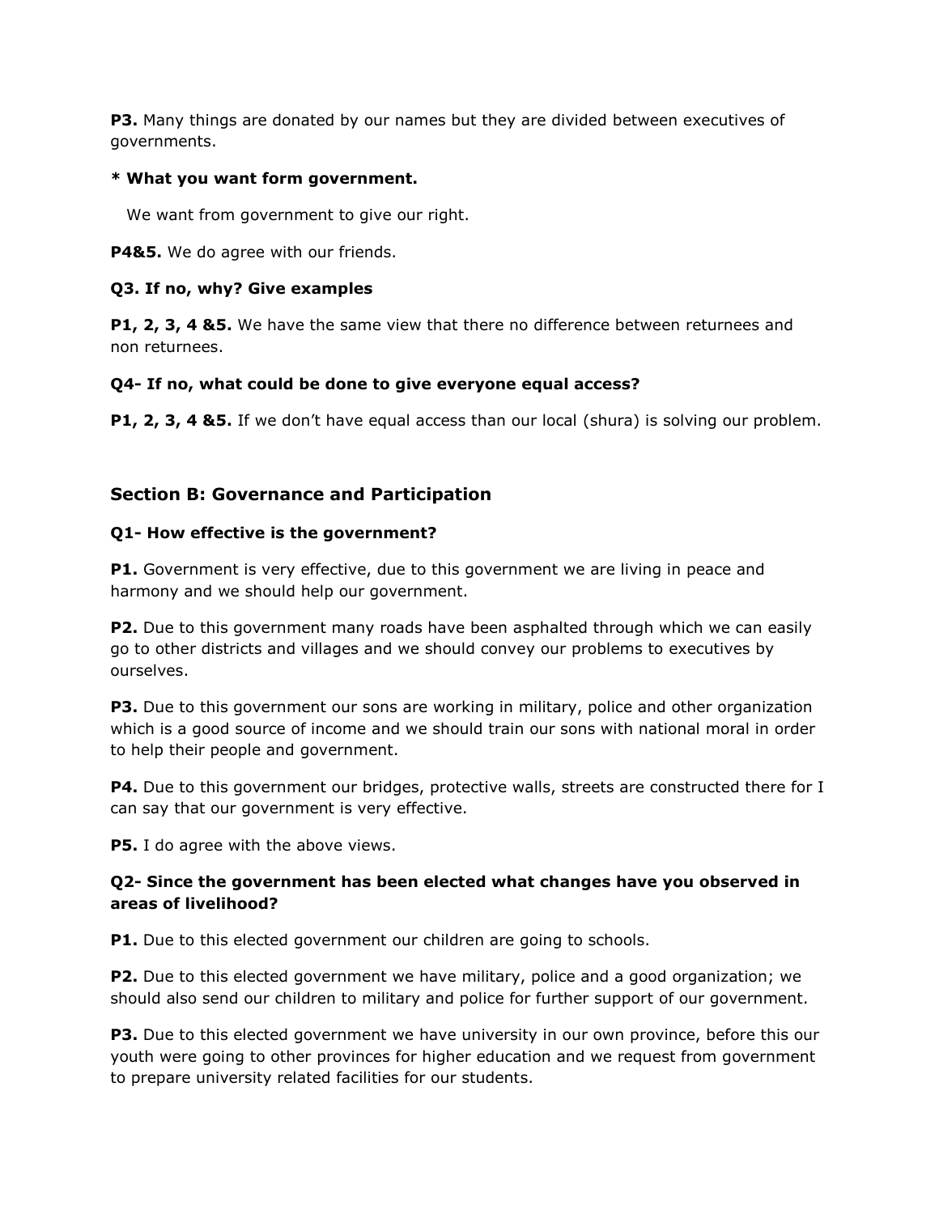**P3.** Many things are donated by our names but they are divided between executives of governments.

**\* What you want form government.**

We want from government to give our right.

**P4&5.** We do agree with our friends.

**Q3. If no, why? Give examples**

**P1, 2, 3, 4 &5.** We have the same view that there no difference between returnees and non returnees.

**Q4- If no, what could be done to give everyone equal access?**

**P1, 2, 3, 4 &5.** If we don't have equal access than our local (shura) is solving our problem.

## Section B: Governance and Participation

**Q1- How effective is the government?**

**P1.** Government is very effective, due to this government we are living in peace and harmony and we should help our government.

**P2.** Due to this government many roads have been asphalted through which we can easily go to other districts and villages and we should convey our problems to executives by ourselves.

**P3.** Due to this government our sons are working in military, police and other organization which is a good source of income and we should train our sons with national moral in order to help their people and government.

**P4.** Due to this government our bridges, protective walls, streets are constructed there for I can say that our government is very effective.

**P5.** I do agree with the above views.

**Q2- Since the government has been elected what changes have you observed in areas of livelihood?**

**P1.** Due to this elected government our children are going to schools.

**P2.** Due to this elected government we have military, police and a good organization; we should also send our children to military and police for further support of our government.

**P3.** Due to this elected government we have university in our own province, before this our youth were going to other provinces for higher education and we request from government to prepare university related facilities for our students.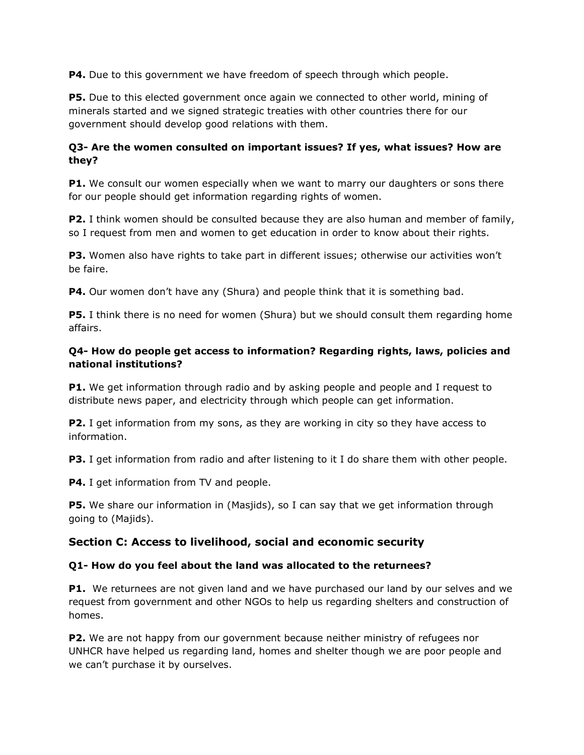**P4.** Due to this government we have freedom of speech through which people.

**P5.** Due to this elected government once again we connected to other world, mining of minerals started and we signed strategic treaties with other countries there for our government should develop good relations with them.

### Q3- Are the women consulted on important issues? If yes, what issues? How are they?

**P1.** We consult our women especially when we want to marry our daughters or sons there for our people should get information regarding rights of women.

**P2.** I think women should be consulted because they are also human and member of family, so I request from men and women to get education in order to know about their rights.

**P3.** Women also have rights to take part in different issues; otherwise our activities won't be faire.

**P4.** Our women don't have any (Shura) and people think that it is something bad.

**P5.** I think there is no need for women (Shura) but we should consult them regarding home affairs.

### Q4- How do people get access to information? Regarding rights, laws, policies and national institutions?

**P1.** We get information through radio and by asking people and people and I request to distribute news paper, and electricity through which people can get information.

**P2.** I get information from my sons, as they are working in city so they have access to information.

**P3.** I get information from radio and after listening to it I do share them with other people.

**P4.** I get information from TV and people.

**P5.** We share our information in (Masjids), so I can say that we get information through going to (Majids).

## Section C: Access to livelihood, social and economic security

### Q1- How do you feel about the land was allocated to the returnees?

**P1.** We returnees are not given land and we have purchased our land by our selves and we request from government and other NGOs to help us regarding shelters and construction of homes.

**P2.** We are not happy from our government because neither ministry of refugees nor UNHCR have helped us regarding land, homes and shelter though we are poor people and we can't purchase it by ourselves.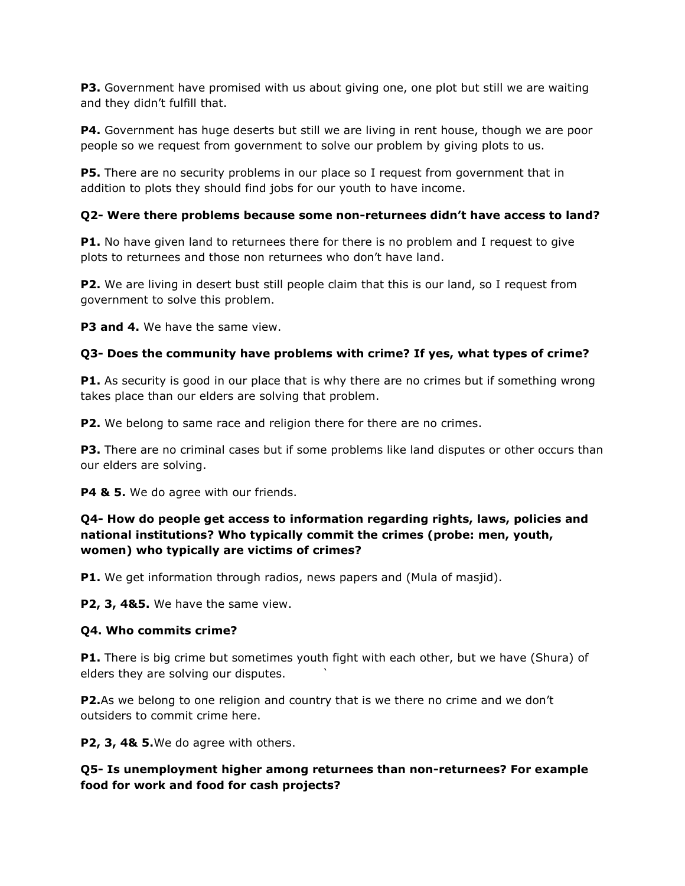**P3.** Government have promised with us about giving one, one plot but still we are waiting and they didn't fulfill that.

**P4.** Government has huge deserts but still we are living in rent house, though we are poor people so we request from government to solve our problem by giving plots to us.

**P5.** There are no security problems in our place so I request from government that in addition to plots they should find jobs for our youth to have income.

**Q2- Were there problems because some non-returnees didn't have access to land?**

**P1.** No have given land to returnees there for there is no problem and I request to give plots to returnees and those non returnees who don't have land.

**P2.** We are living in desert bust still people claim that this is our land, so I request from government to solve this problem.

**P3 and 4.** We have the same view.

**Q3- Does the community have problems with crime? If yes, what types of crime?**

**P1.** As security is good in our place that is why there are no crimes but if something wrong takes place than our elders are solving that problem.

**P2.** We belong to same race and religion there for there are no crimes.

**P3.** There are no criminal cases but if some problems like land disputes or other occurs than our elders are solving.

**P4 & 5.** We do agree with our friends.

**Q4- How do people get access to information regarding rights, laws, policies and national institutions? Who typically commit the crimes (probe: men, youth, women) who typically are victims of crimes?**

**P1.** We get information through radios, news papers and (Mula of masjid).

**P2, 3, 4&5.** We have the same view.

**Q4. Who commits crime?**

**P1.** There is big crime but sometimes youth fight with each other, but we have (Shura) of elders they are solving our disputes.

**P2.**As we belong to one religion and country that is we there no crime and we don't outsiders to commit crime here.

**P2, 3, 4& 5.**We do agree with others.

**Q5- Is unemployment higher among returnees than non-returnees? For example food for work and food for cash projects?**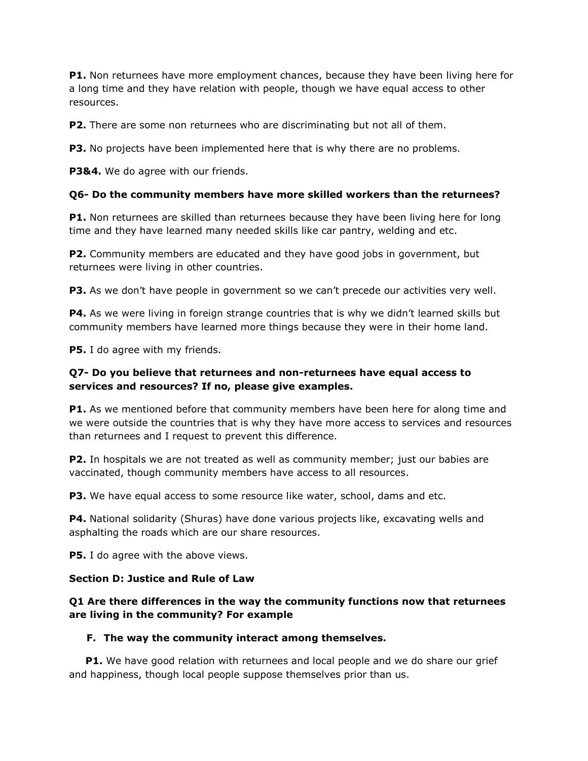**P1.** Non returnees have more employment chances, because they have been living here for a long time and they have relation with people, though we have equal access to other resources.

**P2.** There are some non returnees who are discriminating but not all of them.

**P3.** No projects have been implemented here that is why there are no problems.

**P3&4.** We do agree with our friends.

**Q6- Do the community members have more skilled workers than the returnees?**

**P1.** Non returnees are skilled than returnees because they have been living here for long time and they have learned many needed skills like car pantry, welding and etc.

**P2.** Community members are educated and they have good jobs in government, but returnees were living in other countries.

**P3.** As we don't have people in government so we can't precede our activities very well.

**P4.** As we were living in foreign strange countries that is why we didn't learned skills but community members have learned more things because they were in their home land.

**P5.** I do agree with my friends.

**Q7- Do you believe that returnees and non-returnees have equal access to services and resources? If no, please give examples.**

**P1.** As we mentioned before that community members have been here for along time and we were outside the countries that is why they have more access to services and resources than returnees and I request to prevent this difference.

**P2.** In hospitals we are not treated as well as community member; just our babies are vaccinated, though community members have access to all resources.

**P3.** We have equal access to some resource like water, school, dams and etc.

**P4.** National solidarity (Shuras) have done various projects like, excavating wells and asphalting the roads which are our share resources.

**P5.** I do agree with the above views.

**Section D: Justice and Rule of Law**

**Q1 Are there differences in the way the community functions now that returnees are living in the community? For example**

**F. The way the community interact among themselves.**

**P1.** We have good relation with returnees and local people and we do share our grief and happiness, though local people suppose themselves prior than us.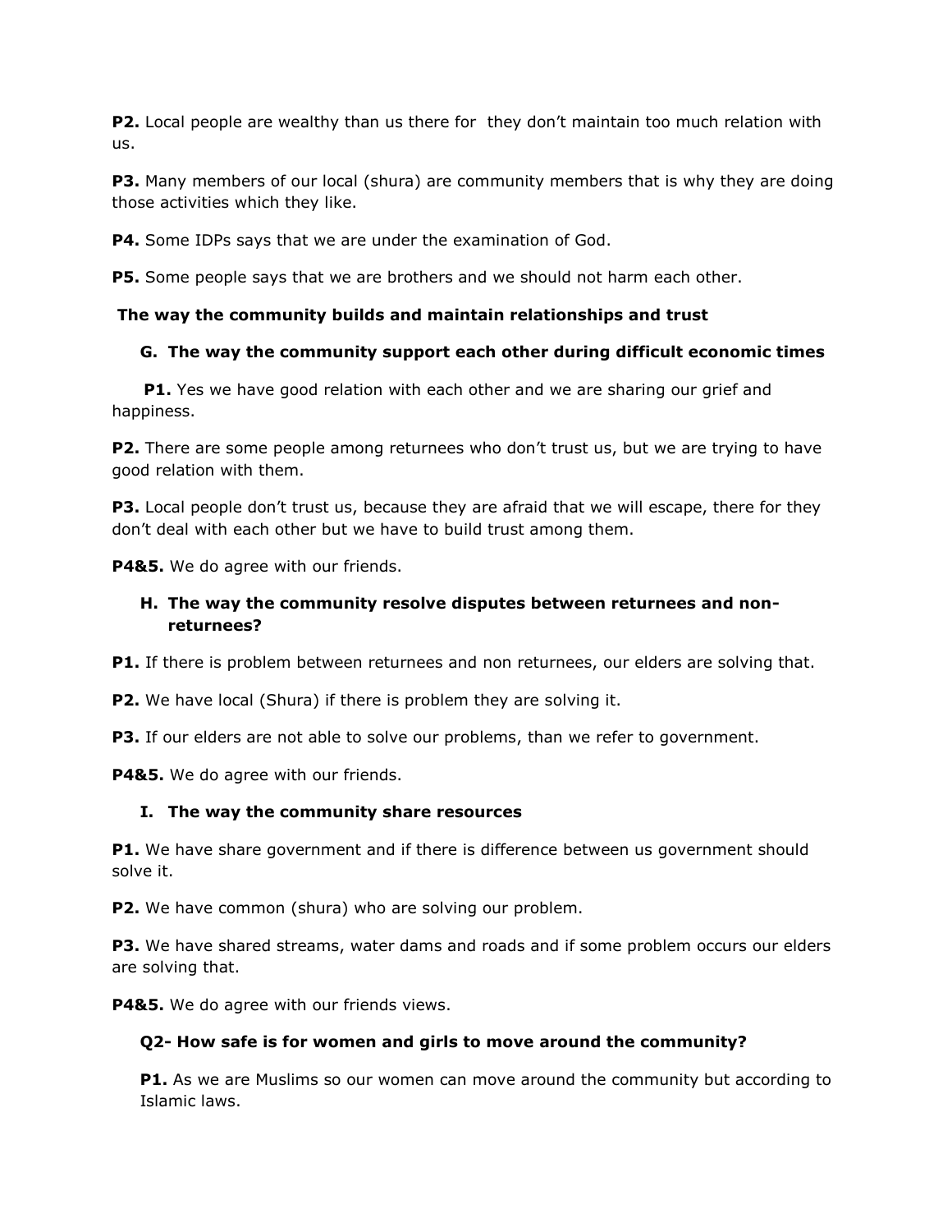**P2.** Local people are wealthy than us there for they don't maintain too much relation with us.

**P3.** Many members of our local (shura) are community members that is why they are doing those activities which they like.

**P4.** Some IDPs says that we are under the examination of God.

**P5.** Some people says that we are brothers and we should not harm each other.

**The way the community builds and maintain relationships and trust**

**G. The way the community support each other during difficult economic times**

**P1.** Yes we have good relation with each other and we are sharing our grief and happiness.

**P2.** There are some people among returnees who don't trust us, but we are trying to have good relation with them.

**P3.** Local people don't trust us, because they are afraid that we will escape, there for they don't deal with each other but we have to build trust among them.

**P4&5.** We do agree with our friends.

**H. The way the community resolve disputes between returnees and non-returnees?**

**P1.** If there is problem between returnees and non returnees, our elders are solving that.

**P2.** We have local (Shura) if there is problem they are solving it.

**P3.** If our elders are not able to solve our problems, than we refer to government.

**P4&5.** We do agree with our friends.

**I. The way the community share resources**

**P1.** We have share government and if there is difference between us government should solve it.

**P2.** We have common (shura) who are solving our problem.

**P3.** We have shared streams, water dams and roads and if some problem occurs our elders are solving that.

**P4&5.** We do agree with our friends views.

**Q2- How safe is for women and girls to move around the community?**

**P1.** As we are Muslims so our women can move around the community but according to Islamic laws.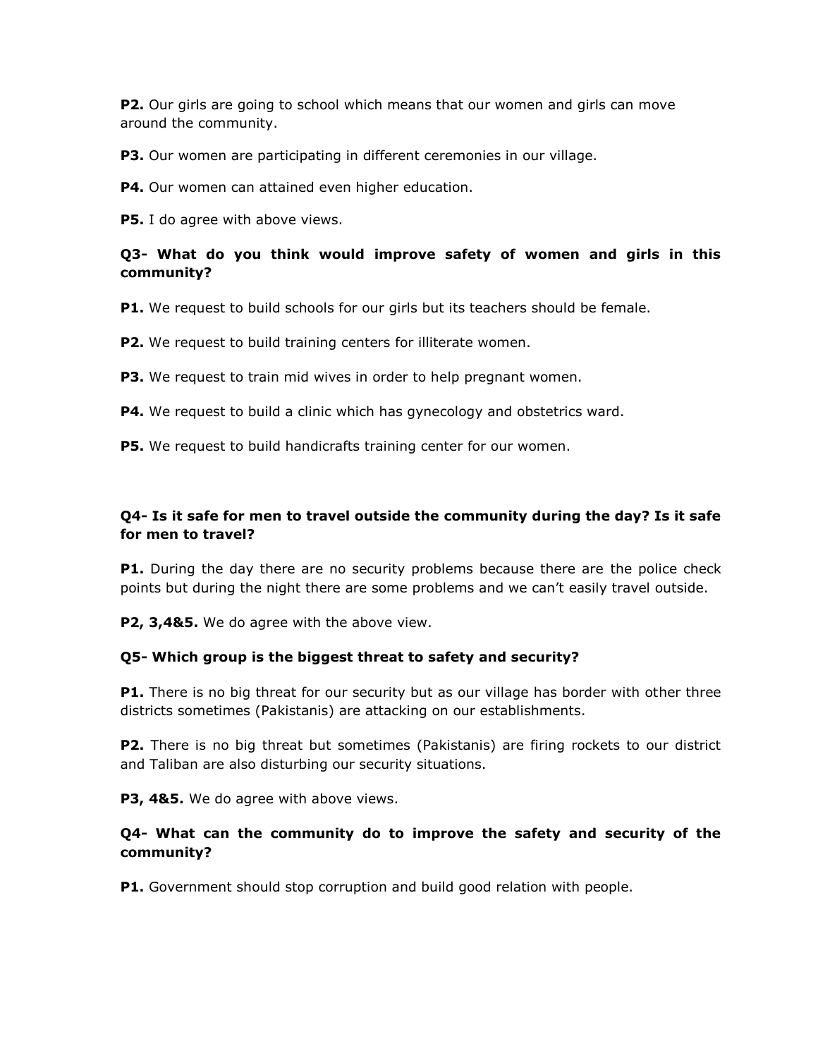**P2.** Our girls are going to school which means that our women and girls can move around the community.

**P3.** Our women are participating in different ceremonies in our village.

**P4.** Our women can attained even higher education.

**P5.** I do agree with above views.

### Q3- What do you think would improve safety of women and girls in this community?

**P1.** We request to build schools for our girls but its teachers should be female.

**P2.** We request to build training centers for illiterate women.

**P3.** We request to train mid wives in order to help pregnant women.

**P4.** We request to build a clinic which has gynecology and obstetrics ward.

**P5.** We request to build handicrafts training center for our women.

### Q4- Is it safe for men to travel outside the community during the day? Is it safe for men to travel?

**P1.** During the day there are no security problems because there are the police check points but during the night there are some problems and we can't easily travel outside.

**P2, 3,4&5.** We do agree with the above view.

### Q5- Which group is the biggest threat to safety and security?

**P1.** There is no big threat for our security but as our village has border with other three districts sometimes (Pakistanis) are attacking on our establishments.

**P2.** There is no big threat but sometimes (Pakistanis) are firing rockets to our district and Taliban are also disturbing our security situations.

**P3, 4&5.** We do agree with above views.

### Q4- What can the community do to improve the safety and security of the community?

**P1.** Government should stop corruption and build good relation with people.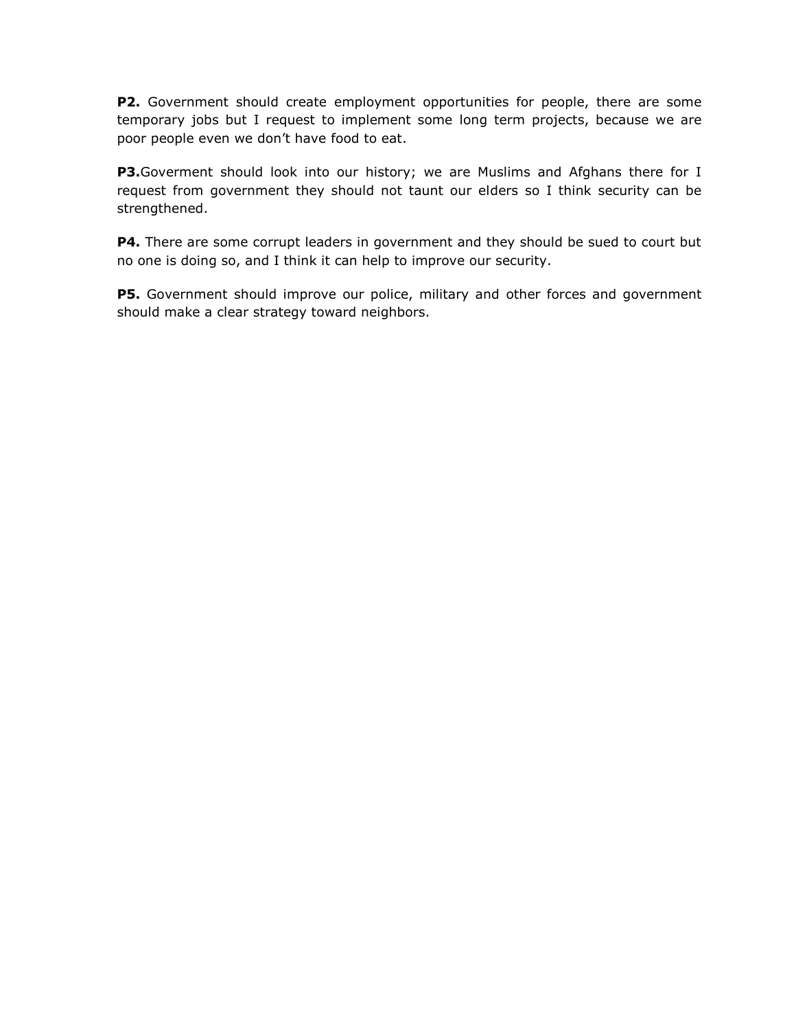**P2.** Government should create employment opportunities for people, there are some temporary jobs but I request to implement some long term projects, because we are poor people even we don't have food to eat.

**P3.**Goverment should look into our history; we are Muslims and Afghans there for I request from government they should not taunt our elders so I think security can be strengthened.

**P4.** There are some corrupt leaders in government and they should be sued to court but no one is doing so, and I think it can help to improve our security.

**P5.** Government should improve our police, military and other forces and government should make a clear strategy toward neighbors.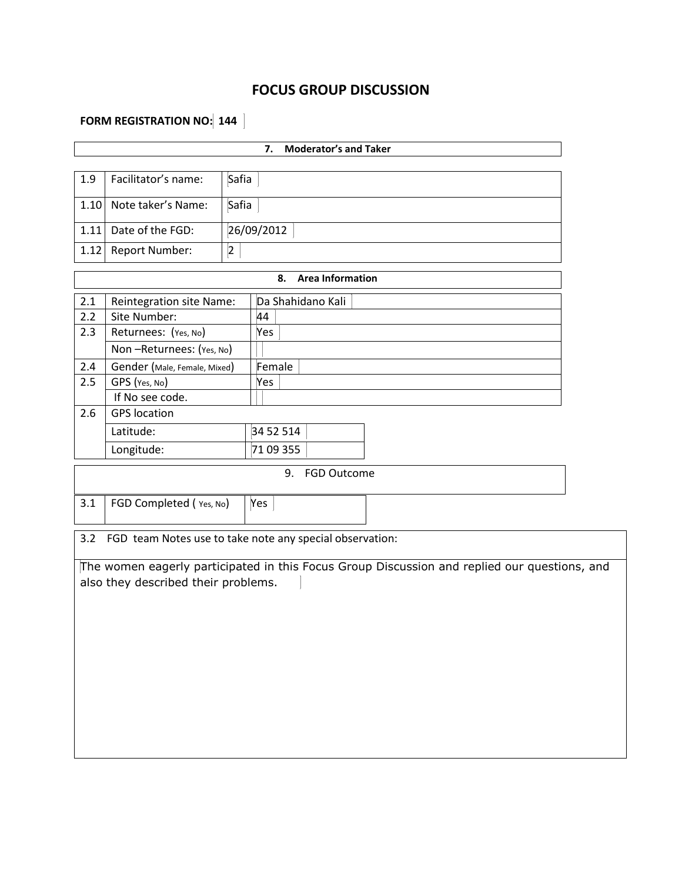# FOCUS GROUP DISCUSSION

**FORM REGISTRATION NO: 144**

| **7. Moderator's and Taker** | |
|---|---|

| | | |
|---|---|---|
| 1.9 | Facilitator's name: | Safia |
| 1.10 | Note taker's Name: | Safia |
| 1.11 | Date of the FGD: | 26/09/2012 |
| 1.12 | Report Number: | 2 |

| **8. Area Information** | | |
|---|---|---|
| 2.1 | Reintegration site Name: | Da Shahidano Kali |
| 2.2 | Site Number: | 44 |
| 2.3 | Returnees: (Yes, No) | Yes |
| | Non –Returnees: (Yes, No) | |
| 2.4 | Gender (Male, Female, Mixed) | Female |
| 2.5 | GPS (Yes, No) | Yes |
| | If No see code. | |
| 2.6 | GPS location | |
| | Latitude: | 34 52 514 |
| | Longitude: | 71 09 355 |

| 9. FGD Outcome | | |
|---|---|---|
| 3.1 | FGD Completed ( Yes, No) | Yes |

3.2 FGD team Notes use to take note any special observation:

The women eagerly participated in this Focus Group Discussion and replied our questions, and also they described their problems.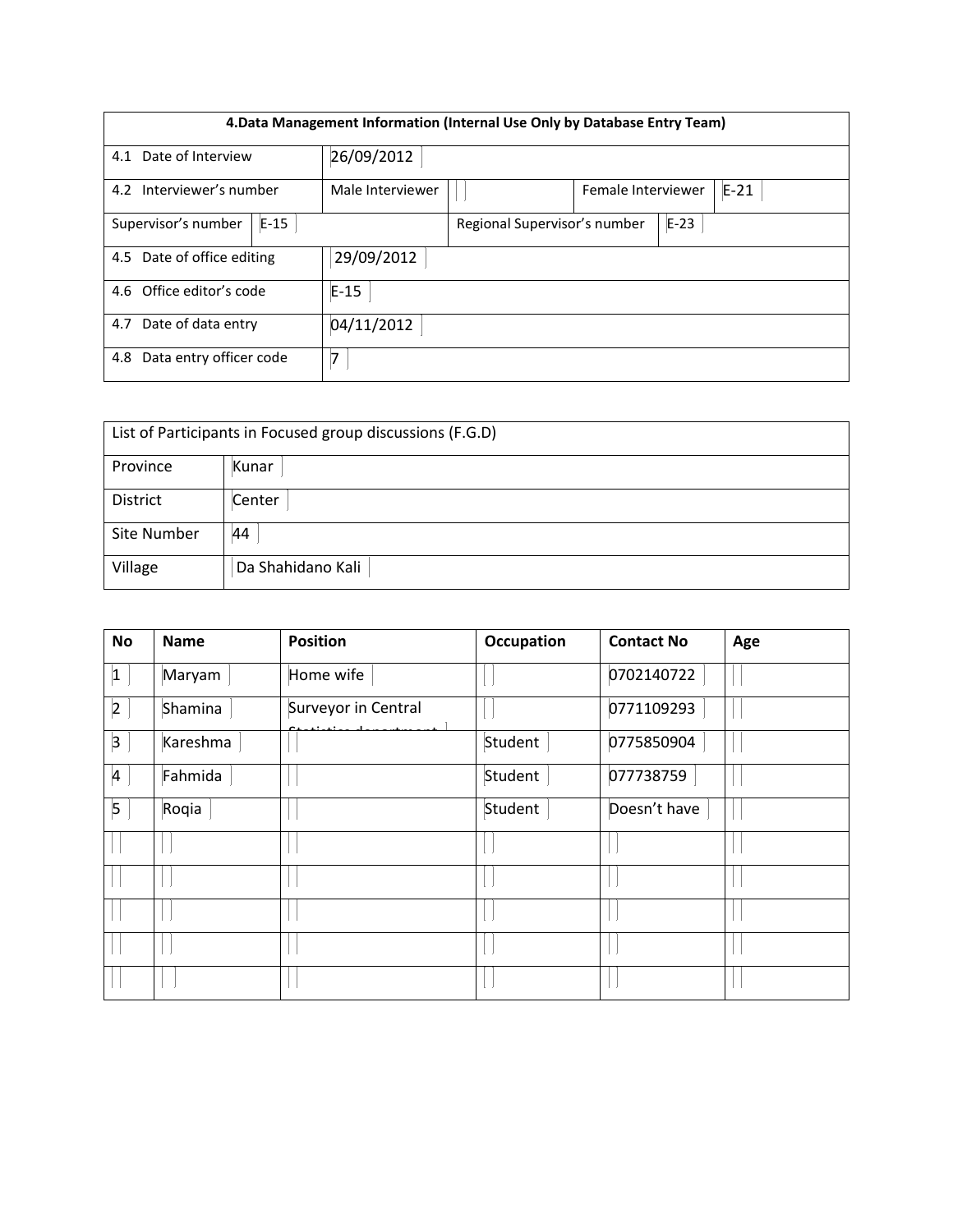| 4.Data Management Information (Internal Use Only by Database Entry Team) | | | | | |
|---|---|---|---|---|---|
| 4.1 Date of Interview | 26/09/2012 | | | | |
| 4.2 Interviewer's number | Male Interviewer | | Female Interviewer | E-21 | |
| Supervisor's number | E-15 | | Regional Supervisor's number | E-23 | |
| 4.5 Date of office editing | 29/09/2012 | | | | |
| 4.6 Office editor's code | E-15 | | | | |
| 4.7 Date of data entry | 04/11/2012 | | | | |
| 4.8 Data entry officer code | 7 | | | | |

| List of Participants in Focused group discussions (F.G.D) | |
|---|---|
| Province | Kunar |
| District | Center |
| Site Number | 44 |
| Village | Da Shahidano Kali |

| No | Name | Position | Occupation | Contact No | Age |
|---|---|---|---|---|---|
| 1 | Maryam | Home wife | | 0702140722 | |
| 2 | Shamina | Surveyor in Central Statistics department | | 0771109293 | |
| 3 | Kareshma | | Student | 0775850904 | |
| 4 | Fahmida | | Student | 077738759 | |
| 5 | Roqia | | Student | Doesn't have | |
| | | | | | |
| | | | | | |
| | | | | | |
| | | | | | |
| | | | | | |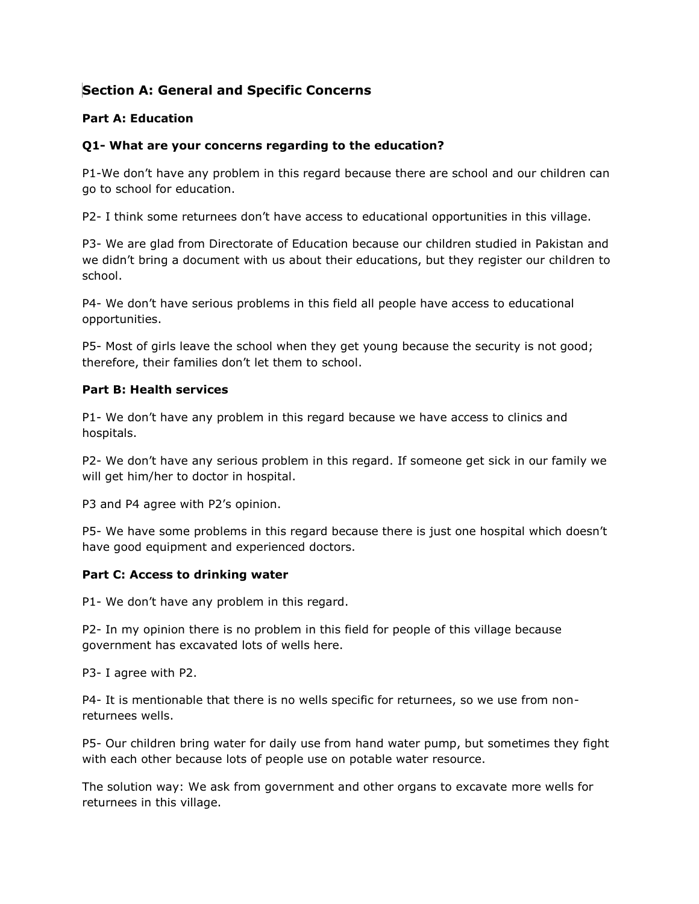## Section A: General and Specific Concerns

### Part A: Education

**Q1- What are your concerns regarding to the education?**

P1-We don't have any problem in this regard because there are school and our children can go to school for education.

P2- I think some returnees don't have access to educational opportunities in this village.

P3- We are glad from Directorate of Education because our children studied in Pakistan and we didn't bring a document with us about their educations, but they register our children to school.

P4- We don't have serious problems in this field all people have access to educational opportunities.

P5- Most of girls leave the school when they get young because the security is not good; therefore, their families don't let them to school.

### Part B: Health services

P1- We don't have any problem in this regard because we have access to clinics and hospitals.

P2- We don't have any serious problem in this regard. If someone get sick in our family we will get him/her to doctor in hospital.

P3 and P4 agree with P2's opinion.

P5- We have some problems in this regard because there is just one hospital which doesn't have good equipment and experienced doctors.

### Part C: Access to drinking water

P1- We don't have any problem in this regard.

P2- In my opinion there is no problem in this field for people of this village because government has excavated lots of wells here.

P3- I agree with P2.

P4- It is mentionable that there is no wells specific for returnees, so we use from non-returnees wells.

P5- Our children bring water for daily use from hand water pump, but sometimes they fight with each other because lots of people use on potable water resource.

The solution way: We ask from government and other organs to excavate more wells for returnees in this village.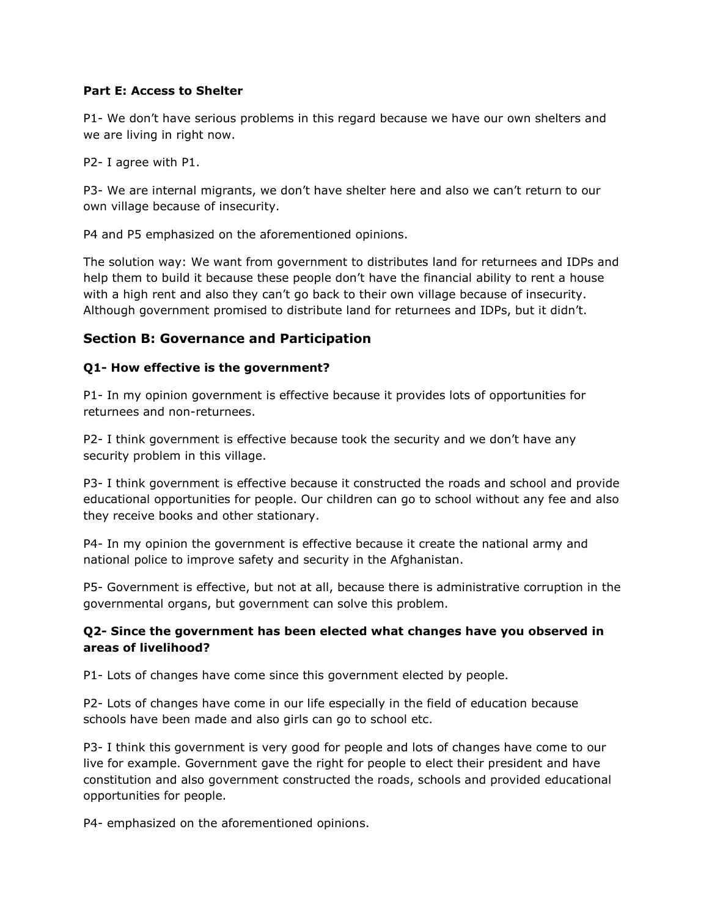**Part E: Access to Shelter**

P1- We don't have serious problems in this regard because we have our own shelters and we are living in right now.

P2- I agree with P1.

P3- We are internal migrants, we don't have shelter here and also we can't return to our own village because of insecurity.

P4 and P5 emphasized on the aforementioned opinions.

The solution way: We want from government to distributes land for returnees and IDPs and help them to build it because these people don't have the financial ability to rent a house with a high rent and also they can't go back to their own village because of insecurity. Although government promised to distribute land for returnees and IDPs, but it didn't.

## Section B: Governance and Participation

### Q1- How effective is the government?

P1- In my opinion government is effective because it provides lots of opportunities for returnees and non-returnees.

P2- I think government is effective because took the security and we don't have any security problem in this village.

P3- I think government is effective because it constructed the roads and school and provide educational opportunities for people. Our children can go to school without any fee and also they receive books and other stationary.

P4- In my opinion the government is effective because it create the national army and national police to improve safety and security in the Afghanistan.

P5- Government is effective, but not at all, because there is administrative corruption in the governmental organs, but government can solve this problem.

### Q2- Since the government has been elected what changes have you observed in areas of livelihood?

P1- Lots of changes have come since this government elected by people.

P2- Lots of changes have come in our life especially in the field of education because schools have been made and also girls can go to school etc.

P3- I think this government is very good for people and lots of changes have come to our live for example. Government gave the right for people to elect their president and have constitution and also government constructed the roads, schools and provided educational opportunities for people.

P4- emphasized on the aforementioned opinions.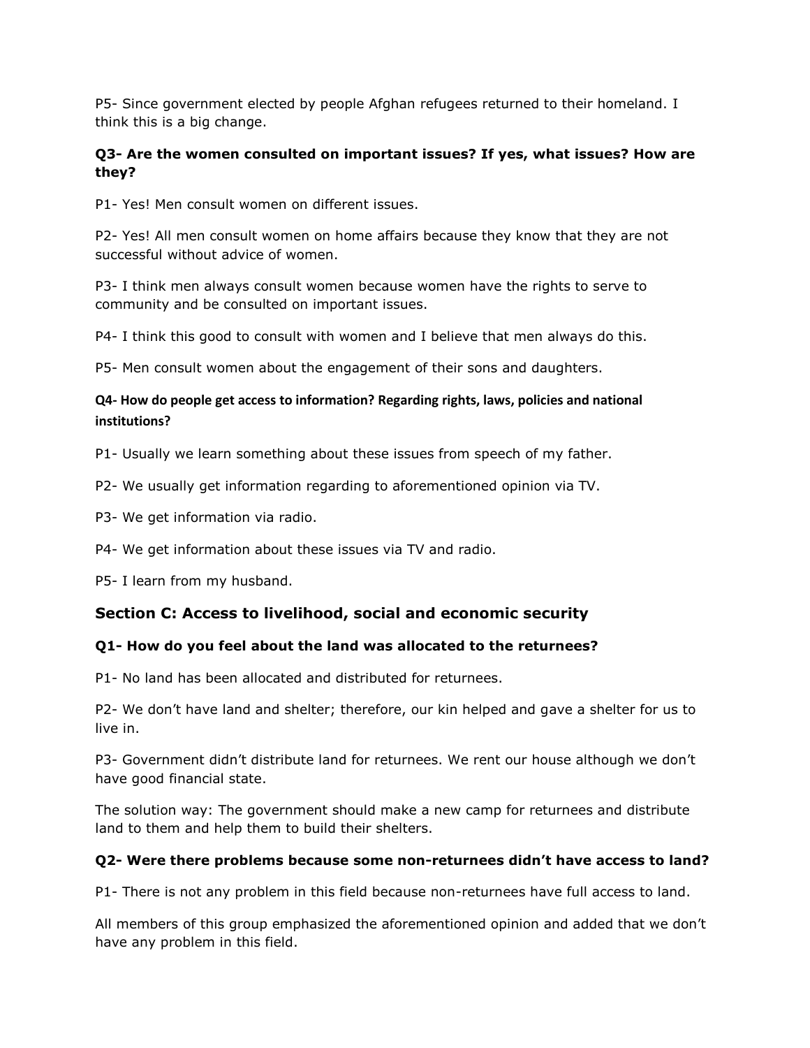P5- Since government elected by people Afghan refugees returned to their homeland. I think this is a big change.

### Q3- Are the women consulted on important issues? If yes, what issues? How are they?

P1- Yes! Men consult women on different issues.

P2- Yes! All men consult women on home affairs because they know that they are not successful without advice of women.

P3- I think men always consult women because women have the rights to serve to community and be consulted on important issues.

P4- I think this good to consult with women and I believe that men always do this.

P5- Men consult women about the engagement of their sons and daughters.

### Q4- How do people get access to information? Regarding rights, laws, policies and national institutions?

P1- Usually we learn something about these issues from speech of my father.

P2- We usually get information regarding to aforementioned opinion via TV.

P3- We get information via radio.

P4- We get information about these issues via TV and radio.

P5- I learn from my husband.

## Section C: Access to livelihood, social and economic security

### Q1- How do you feel about the land was allocated to the returnees?

P1- No land has been allocated and distributed for returnees.

P2- We don't have land and shelter; therefore, our kin helped and gave a shelter for us to live in.

P3- Government didn't distribute land for returnees. We rent our house although we don't have good financial state.

The solution way: The government should make a new camp for returnees and distribute land to them and help them to build their shelters.

### Q2- Were there problems because some non-returnees didn't have access to land?

P1- There is not any problem in this field because non-returnees have full access to land.

All members of this group emphasized the aforementioned opinion and added that we don't have any problem in this field.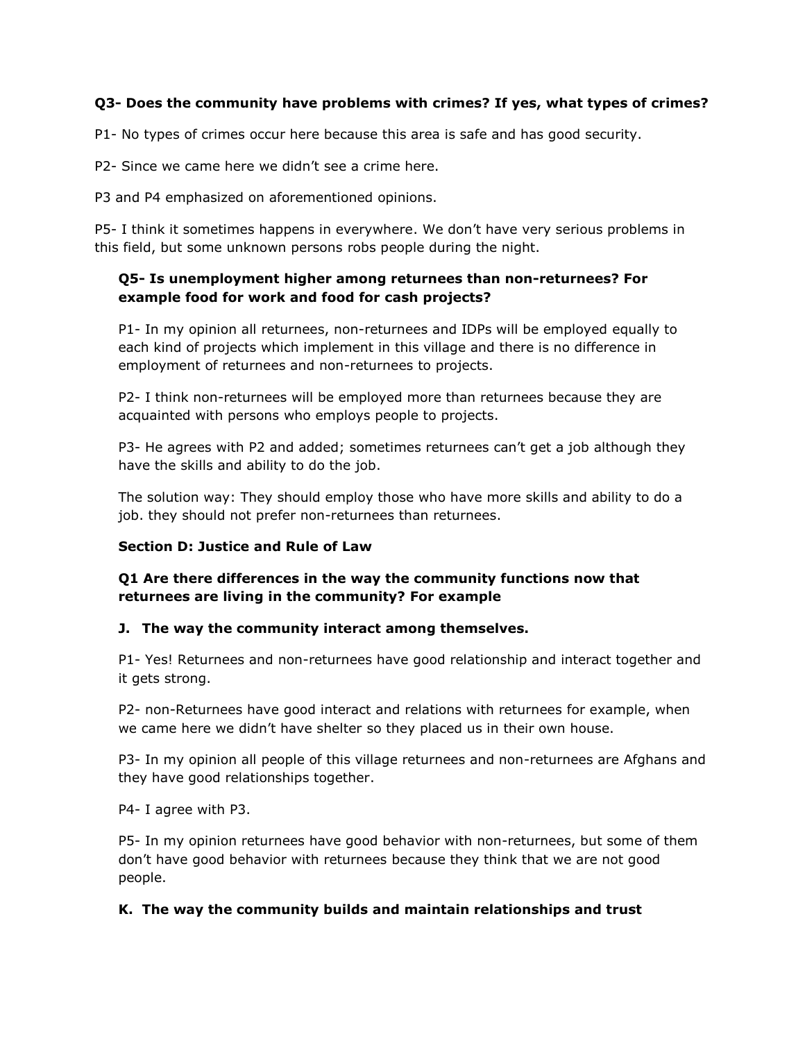**Q3- Does the community have problems with crimes? If yes, what types of crimes?**

P1- No types of crimes occur here because this area is safe and has good security.

P2- Since we came here we didn't see a crime here.

P3 and P4 emphasized on aforementioned opinions.

P5- I think it sometimes happens in everywhere. We don't have very serious problems in this field, but some unknown persons robs people during the night.

**Q5- Is unemployment higher among returnees than non-returnees? For example food for work and food for cash projects?**

P1- In my opinion all returnees, non-returnees and IDPs will be employed equally to each kind of projects which implement in this village and there is no difference in employment of returnees and non-returnees to projects.

P2- I think non-returnees will be employed more than returnees because they are acquainted with persons who employs people to projects.

P3- He agrees with P2 and added; sometimes returnees can't get a job although they have the skills and ability to do the job.

The solution way: They should employ those who have more skills and ability to do a job. they should not prefer non-returnees than returnees.

**Section D: Justice and Rule of Law**

**Q1 Are there differences in the way the community functions now that returnees are living in the community? For example**

**J. The way the community interact among themselves.**

P1- Yes! Returnees and non-returnees have good relationship and interact together and it gets strong.

P2- non-Returnees have good interact and relations with returnees for example, when we came here we didn't have shelter so they placed us in their own house.

P3- In my opinion all people of this village returnees and non-returnees are Afghans and they have good relationships together.

P4- I agree with P3.

P5- In my opinion returnees have good behavior with non-returnees, but some of them don't have good behavior with returnees because they think that we are not good people.

**K. The way the community builds and maintain relationships and trust**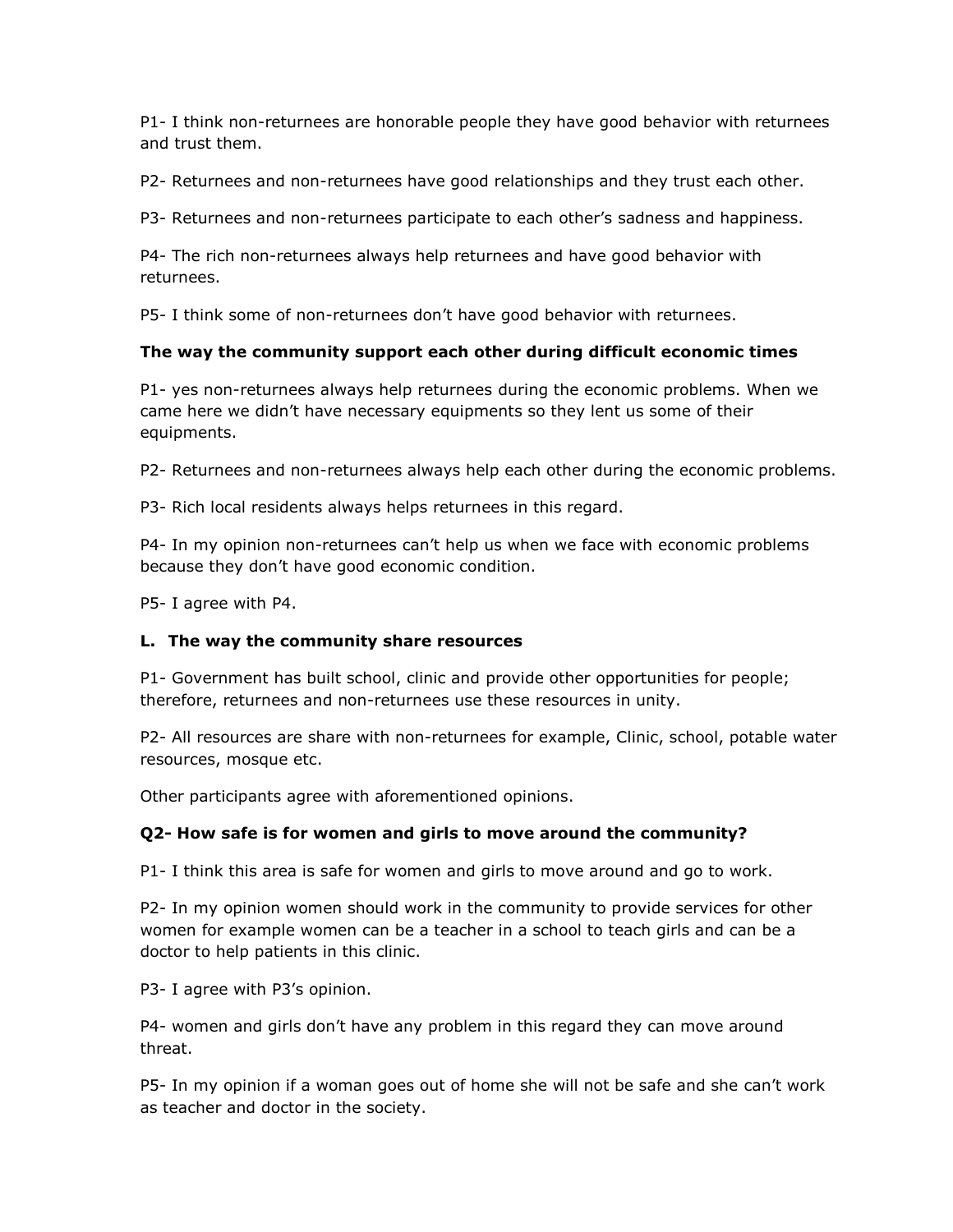P1- I think non-returnees are honorable people they have good behavior with returnees and trust them.

P2- Returnees and non-returnees have good relationships and they trust each other.

P3- Returnees and non-returnees participate to each other's sadness and happiness.

P4- The rich non-returnees always help returnees and have good behavior with returnees.

P5- I think some of non-returnees don't have good behavior with returnees.

**The way the community support each other during difficult economic times**

P1- yes non-returnees always help returnees during the economic problems. When we came here we didn't have necessary equipments so they lent us some of their equipments.

P2- Returnees and non-returnees always help each other during the economic problems.

P3- Rich local residents always helps returnees in this regard.

P4- In my opinion non-returnees can't help us when we face with economic problems because they don't have good economic condition.

P5- I agree with P4.

**L. The way the community share resources**

P1- Government has built school, clinic and provide other opportunities for people; therefore, returnees and non-returnees use these resources in unity.

P2- All resources are share with non-returnees for example, Clinic, school, potable water resources, mosque etc.

Other participants agree with aforementioned opinions.

**Q2- How safe is for women and girls to move around the community?**

P1- I think this area is safe for women and girls to move around and go to work.

P2- In my opinion women should work in the community to provide services for other women for example women can be a teacher in a school to teach girls and can be a doctor to help patients in this clinic.

P3- I agree with P3's opinion.

P4- women and girls don't have any problem in this regard they can move around threat.

P5- In my opinion if a woman goes out of home she will not be safe and she can't work as teacher and doctor in the society.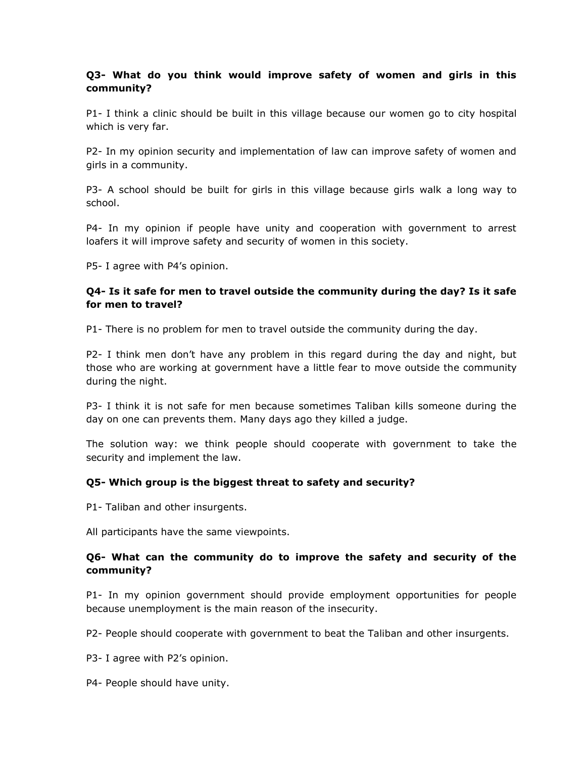**Q3- What do you think would improve safety of women and girls in this community?**

P1- I think a clinic should be built in this village because our women go to city hospital which is very far.

P2- In my opinion security and implementation of law can improve safety of women and girls in a community.

P3- A school should be built for girls in this village because girls walk a long way to school.

P4- In my opinion if people have unity and cooperation with government to arrest loafers it will improve safety and security of women in this society.

P5- I agree with P4's opinion.

**Q4- Is it safe for men to travel outside the community during the day? Is it safe for men to travel?**

P1- There is no problem for men to travel outside the community during the day.

P2- I think men don't have any problem in this regard during the day and night, but those who are working at government have a little fear to move outside the community during the night.

P3- I think it is not safe for men because sometimes Taliban kills someone during the day on one can prevents them. Many days ago they killed a judge.

The solution way: we think people should cooperate with government to take the security and implement the law.

**Q5- Which group is the biggest threat to safety and security?**

P1- Taliban and other insurgents.

All participants have the same viewpoints.

**Q6- What can the community do to improve the safety and security of the community?**

P1- In my opinion government should provide employment opportunities for people because unemployment is the main reason of the insecurity.

P2- People should cooperate with government to beat the Taliban and other insurgents.

P3- I agree with P2's opinion.

P4- People should have unity.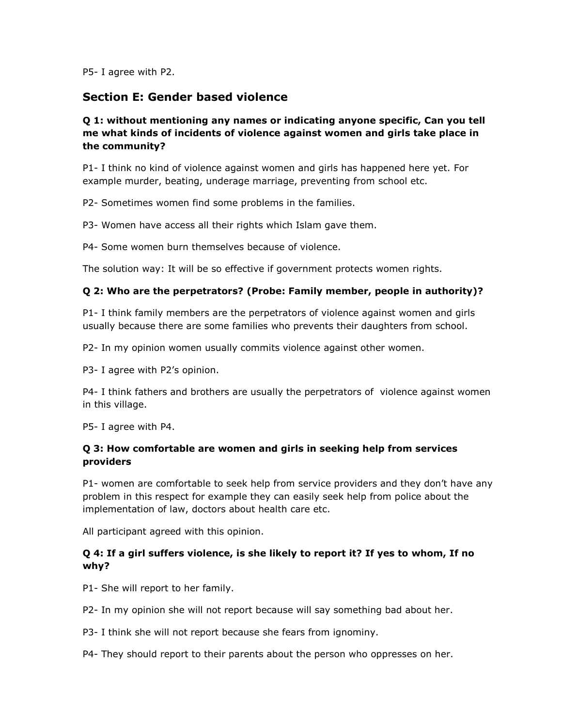P5- I agree with P2.

## Section E: Gender based violence

**Q 1: without mentioning any names or indicating anyone specific, Can you tell me what kinds of incidents of violence against women and girls take place in the community?**

P1- I think no kind of violence against women and girls has happened here yet. For example murder, beating, underage marriage, preventing from school etc.

P2- Sometimes women find some problems in the families.

P3- Women have access all their rights which Islam gave them.

P4- Some women burn themselves because of violence.

The solution way: It will be so effective if government protects women rights.

**Q 2: Who are the perpetrators? (Probe: Family member, people in authority)?**

P1- I think family members are the perpetrators of violence against women and girls usually because there are some families who prevents their daughters from school.

P2- In my opinion women usually commits violence against other women.

P3- I agree with P2's opinion.

P4- I think fathers and brothers are usually the perpetrators of violence against women in this village.

P5- I agree with P4.

**Q 3: How comfortable are women and girls in seeking help from services providers**

P1- women are comfortable to seek help from service providers and they don't have any problem in this respect for example they can easily seek help from police about the implementation of law, doctors about health care etc.

All participant agreed with this opinion.

**Q 4: If a girl suffers violence, is she likely to report it? If yes to whom, If no why?**

P1- She will report to her family.

P2- In my opinion she will not report because will say something bad about her.

P3- I think she will not report because she fears from ignominy.

P4- They should report to their parents about the person who oppresses on her.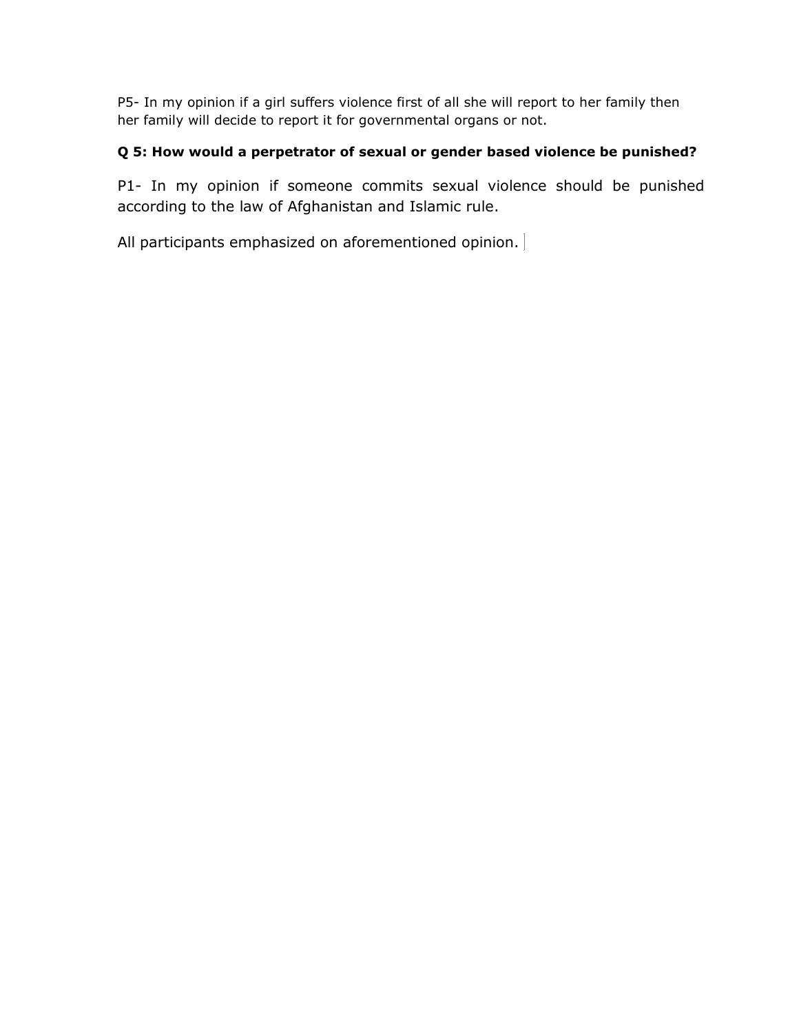P5- In my opinion if a girl suffers violence first of all she will report to her family then her family will decide to report it for governmental organs or not.

**Q 5: How would a perpetrator of sexual or gender based violence be punished?**

P1- In my opinion if someone commits sexual violence should be punished according to the law of Afghanistan and Islamic rule.

All participants emphasized on aforementioned opinion.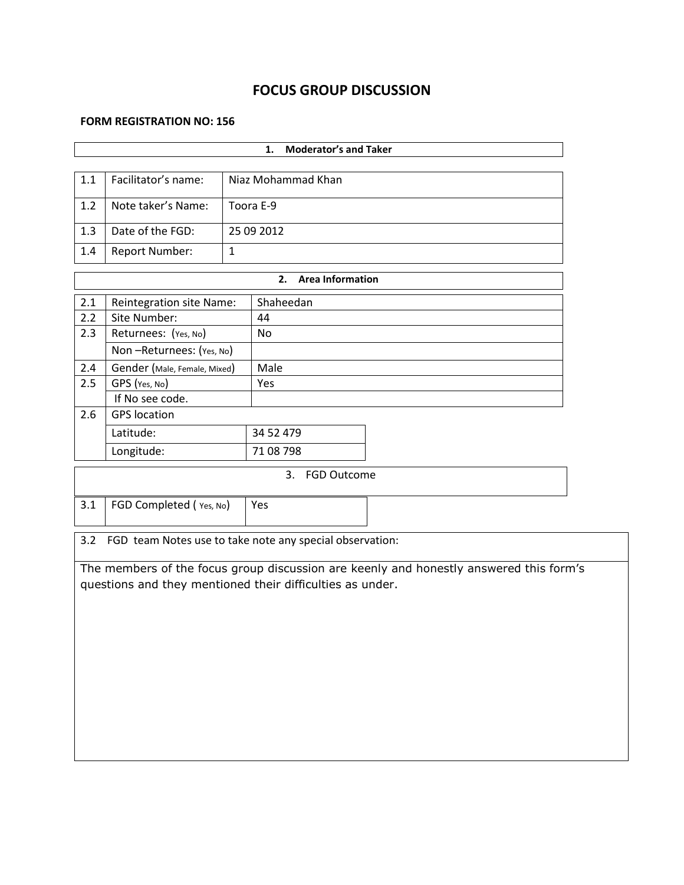# FOCUS GROUP DISCUSSION

**FORM REGISTRATION NO: 156**

| **1. Moderator's and Taker** | | |
|---|---|---|
| 1.1 | Facilitator's name: | Niaz Mohammad Khan |
| 1.2 | Note taker's Name: | Toora E-9 |
| 1.3 | Date of the FGD: | 25 09 2012 |
| 1.4 | Report Number: | 1 |

| **2. Area Information** | | |
|---|---|---|
| 2.1 | Reintegration site Name: | Shaheedan |
| 2.2 | Site Number: | 44 |
| 2.3 | Returnees: (Yes, No) | No |
| | Non –Returnees: (Yes, No) | |
| 2.4 | Gender (Male, Female, Mixed) | Male |
| 2.5 | GPS (Yes, No) | Yes |
| | If No see code. | |
| 2.6 | GPS location | |
| | Latitude: | 34 52 479 |
| | Longitude: | 71 08 798 |

| 3. FGD Outcome | | |
|---|---|---|
| 3.1 | FGD Completed ( Yes, No) | Yes |

3.2 FGD team Notes use to take note any special observation:

The members of the focus group discussion are keenly and honestly answered this form's questions and they mentioned their difficulties as under.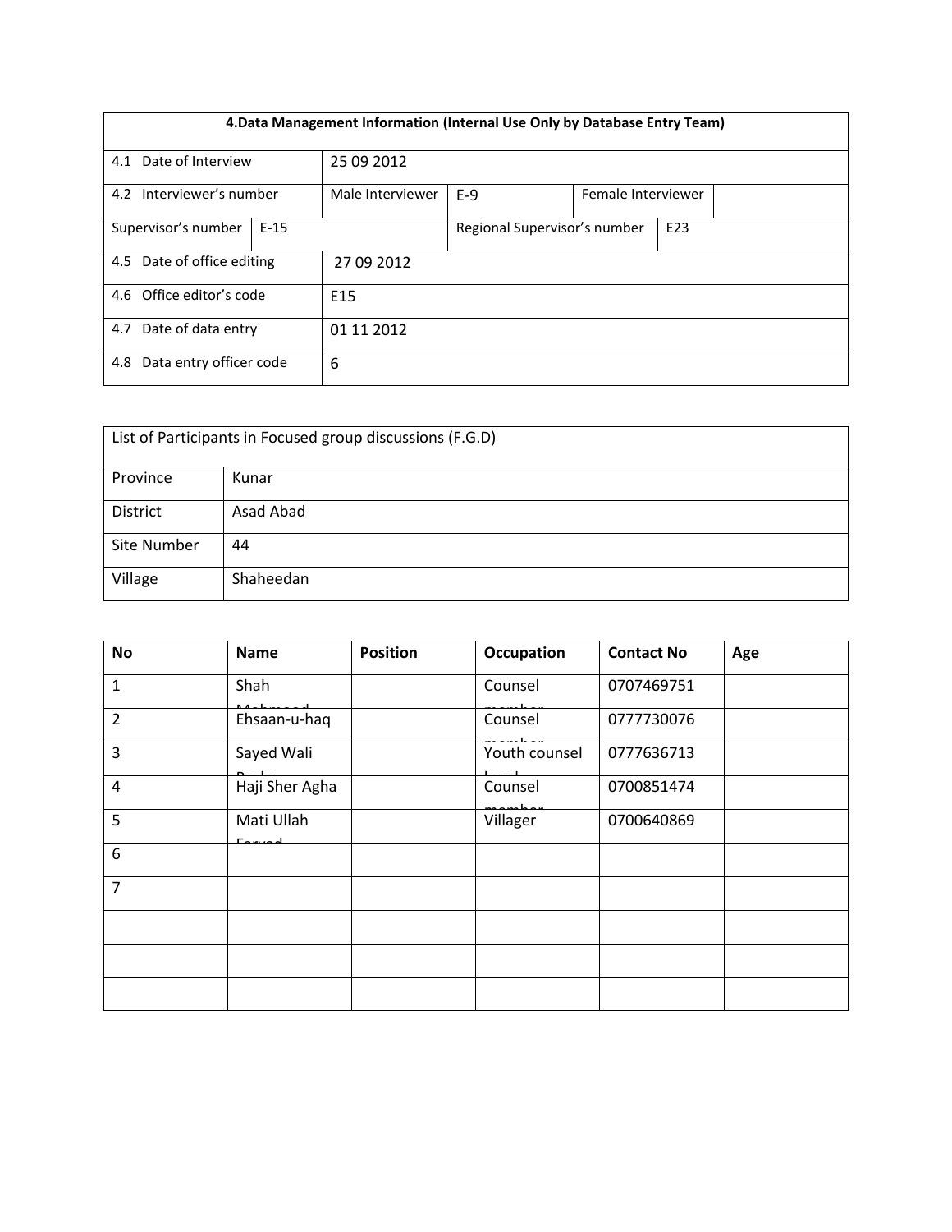| 4.Data Management Information (Internal Use Only by Database Entry Team) | | | | | |
|---|---|---|---|---|---|
| 4.1 Date of Interview | | 25 09 2012 | | | |
| 4.2 Interviewer's number | | Male Interviewer | E-9 | Female Interviewer | |
| Supervisor's number | E-15 | | Regional Supervisor's number | E23 | |
| 4.5 Date of office editing | | 27 09 2012 | | | |
| 4.6 Office editor's code | | E15 | | | |
| 4.7 Date of data entry | | 01 11 2012 | | | |
| 4.8 Data entry officer code | | 6 | | | |

| List of Participants in Focused group discussions (F.G.D) | |
|---|---|
| Province | Kunar |
| District | Asad Abad |
| Site Number | 44 |
| Village | Shaheedan |

| No | Name | Position | Occupation | Contact No | Age |
|---|---|---|---|---|---|
| 1 | Shah Mahmood | | Counsel member | 0707469751 | |
| 2 | Ehsaan-u-haq | | Counsel member | 0777730076 | |
| 3 | Sayed Wali Pacha | | Youth counsel head | 0777636713 | |
| 4 | Haji Sher Agha | | Counsel member | 0700851474 | |
| 5 | Mati Ullah Faryad | | Villager | 0700640869 | |
| 6 | | | | | |
| 7 | | | | | |
| | | | | | |
| | | | | | |
| | | | | | |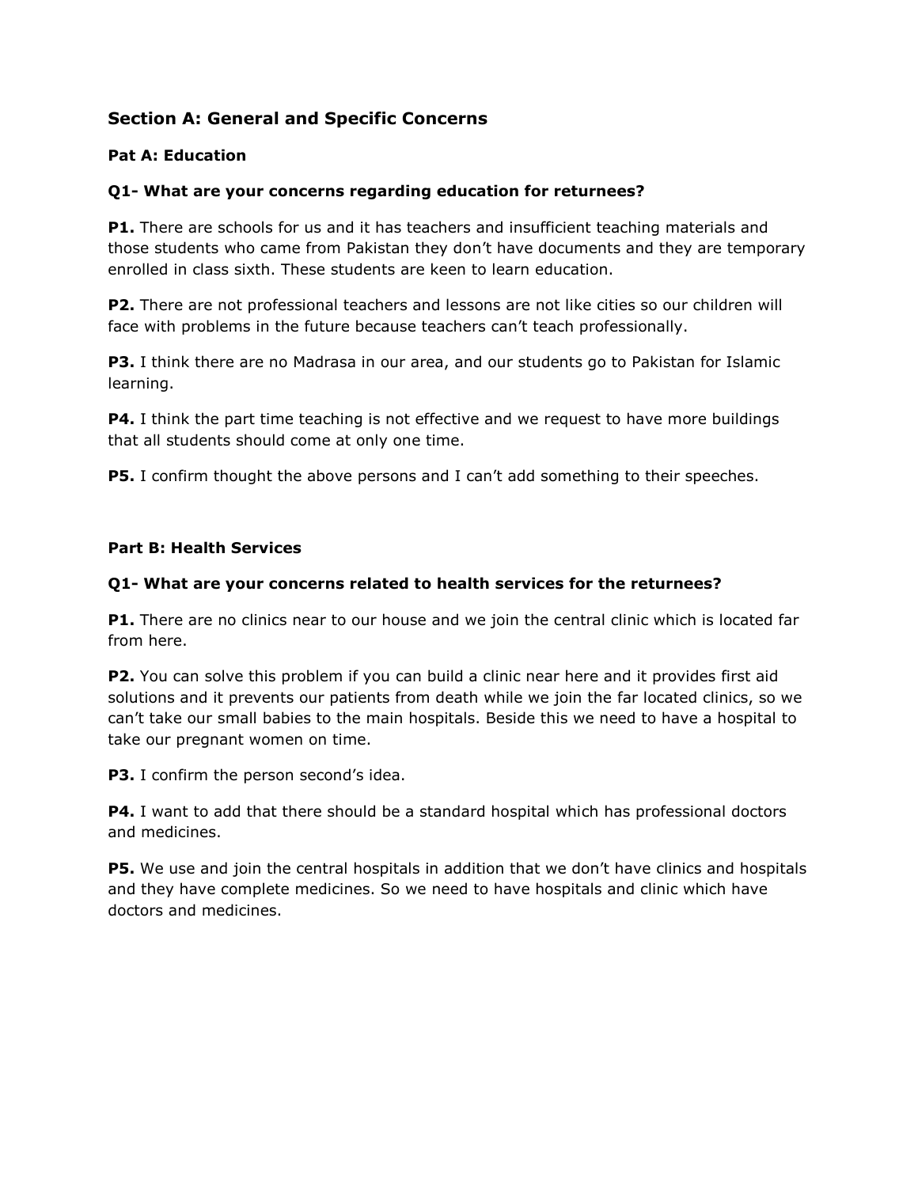## Section A: General and Specific Concerns

### Pat A: Education

**Q1- What are your concerns regarding education for returnees?**

**P1.** There are schools for us and it has teachers and insufficient teaching materials and those students who came from Pakistan they don't have documents and they are temporary enrolled in class sixth. These students are keen to learn education.

**P2.** There are not professional teachers and lessons are not like cities so our children will face with problems in the future because teachers can't teach professionally.

**P3.** I think there are no Madrasa in our area, and our students go to Pakistan for Islamic learning.

**P4.** I think the part time teaching is not effective and we request to have more buildings that all students should come at only one time.

**P5.** I confirm thought the above persons and I can't add something to their speeches.

### Part B: Health Services

**Q1- What are your concerns related to health services for the returnees?**

**P1.** There are no clinics near to our house and we join the central clinic which is located far from here.

**P2.** You can solve this problem if you can build a clinic near here and it provides first aid solutions and it prevents our patients from death while we join the far located clinics, so we can't take our small babies to the main hospitals. Beside this we need to have a hospital to take our pregnant women on time.

**P3.** I confirm the person second's idea.

**P4.** I want to add that there should be a standard hospital which has professional doctors and medicines.

**P5.** We use and join the central hospitals in addition that we don't have clinics and hospitals and they have complete medicines. So we need to have hospitals and clinic which have doctors and medicines.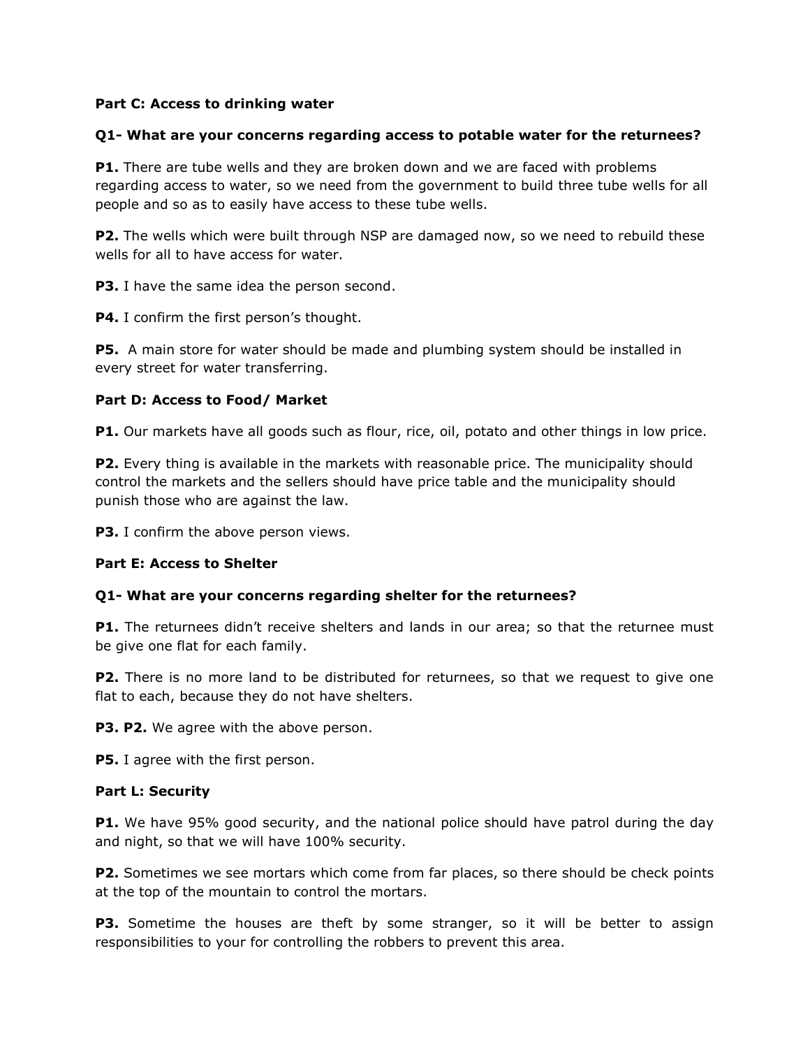**Part C: Access to drinking water**

**Q1- What are your concerns regarding access to potable water for the returnees?**

**P1.** There are tube wells and they are broken down and we are faced with problems regarding access to water, so we need from the government to build three tube wells for all people and so as to easily have access to these tube wells.

**P2.** The wells which were built through NSP are damaged now, so we need to rebuild these wells for all to have access for water.

**P3.** I have the same idea the person second.

**P4.** I confirm the first person's thought.

**P5.** A main store for water should be made and plumbing system should be installed in every street for water transferring.

**Part D: Access to Food/ Market**

**P1.** Our markets have all goods such as flour, rice, oil, potato and other things in low price.

**P2.** Every thing is available in the markets with reasonable price. The municipality should control the markets and the sellers should have price table and the municipality should punish those who are against the law.

**P3.** I confirm the above person views.

**Part E: Access to Shelter**

**Q1- What are your concerns regarding shelter for the returnees?**

**P1.** The returnees didn't receive shelters and lands in our area; so that the returnee must be give one flat for each family.

**P2.** There is no more land to be distributed for returnees, so that we request to give one flat to each, because they do not have shelters.

**P3. P2.** We agree with the above person.

**P5.** I agree with the first person.

**Part L: Security**

**P1.** We have 95% good security, and the national police should have patrol during the day and night, so that we will have 100% security.

**P2.** Sometimes we see mortars which come from far places, so there should be check points at the top of the mountain to control the mortars.

**P3.** Sometime the houses are theft by some stranger, so it will be better to assign responsibilities to your for controlling the robbers to prevent this area.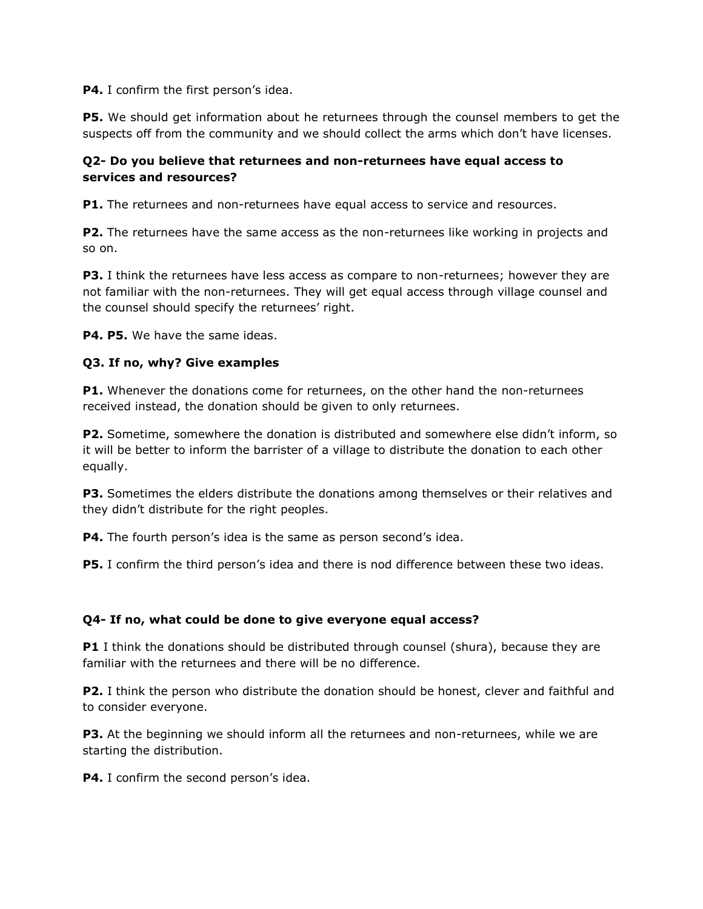**P4.** I confirm the first person's idea.

**P5.** We should get information about he returnees through the counsel members to get the suspects off from the community and we should collect the arms which don't have licenses.

**Q2- Do you believe that returnees and non-returnees have equal access to services and resources?**

**P1.** The returnees and non-returnees have equal access to service and resources.

**P2.** The returnees have the same access as the non-returnees like working in projects and so on.

**P3.** I think the returnees have less access as compare to non-returnees; however they are not familiar with the non-returnees. They will get equal access through village counsel and the counsel should specify the returnees' right.

**P4. P5.** We have the same ideas.

**Q3. If no, why? Give examples**

**P1.** Whenever the donations come for returnees, on the other hand the non-returnees received instead, the donation should be given to only returnees.

**P2.** Sometime, somewhere the donation is distributed and somewhere else didn't inform, so it will be better to inform the barrister of a village to distribute the donation to each other equally.

**P3.** Sometimes the elders distribute the donations among themselves or their relatives and they didn't distribute for the right peoples.

**P4.** The fourth person's idea is the same as person second's idea.

**P5.** I confirm the third person's idea and there is nod difference between these two ideas.

**Q4- If no, what could be done to give everyone equal access?**

**P1** I think the donations should be distributed through counsel (shura), because they are familiar with the returnees and there will be no difference.

**P2.** I think the person who distribute the donation should be honest, clever and faithful and to consider everyone.

**P3.** At the beginning we should inform all the returnees and non-returnees, while we are starting the distribution.

**P4.** I confirm the second person's idea.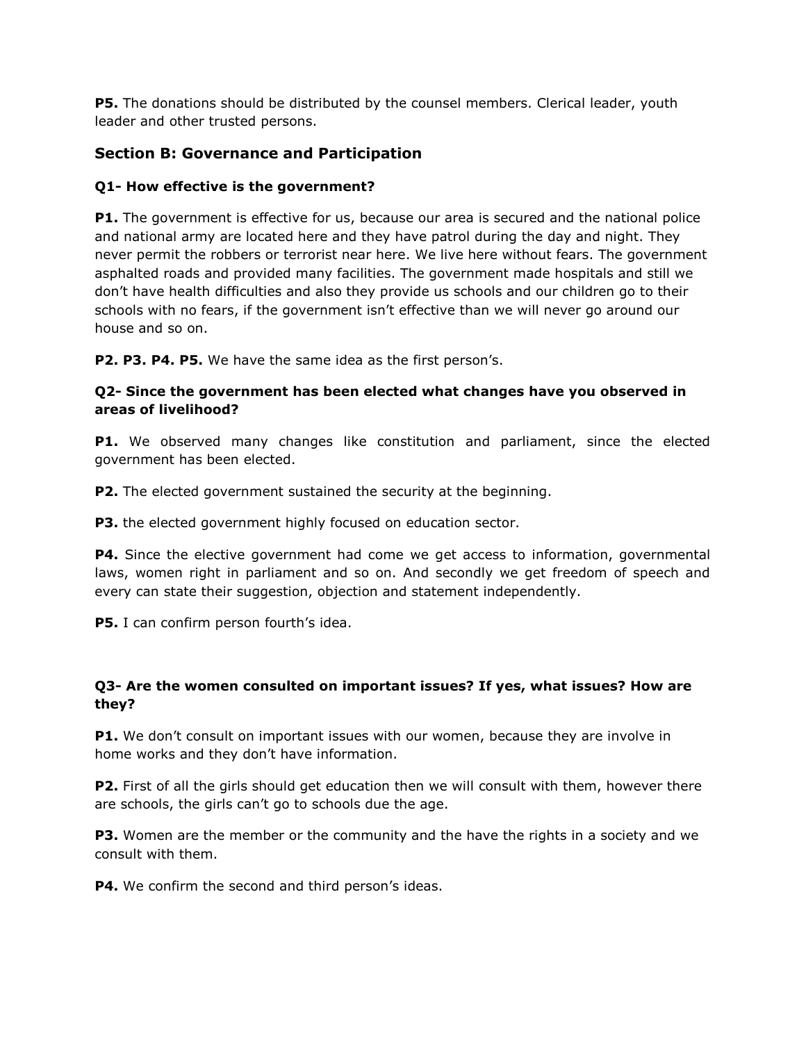**P5.** The donations should be distributed by the counsel members. Clerical leader, youth leader and other trusted persons.

## Section B: Governance and Participation

### Q1- How effective is the government?

**P1.** The government is effective for us, because our area is secured and the national police and national army are located here and they have patrol during the day and night. They never permit the robbers or terrorist near here. We live here without fears. The government asphalted roads and provided many facilities. The government made hospitals and still we don't have health difficulties and also they provide us schools and our children go to their schools with no fears, if the government isn't effective than we will never go around our house and so on.

**P2. P3. P4. P5.** We have the same idea as the first person's.

### Q2- Since the government has been elected what changes have you observed in areas of livelihood?

**P1.** We observed many changes like constitution and parliament, since the elected government has been elected.

**P2.** The elected government sustained the security at the beginning.

**P3.** the elected government highly focused on education sector.

**P4.** Since the elective government had come we get access to information, governmental laws, women right in parliament and so on. And secondly we get freedom of speech and every can state their suggestion, objection and statement independently.

**P5.** I can confirm person fourth's idea.

### Q3- Are the women consulted on important issues? If yes, what issues? How are they?

**P1.** We don't consult on important issues with our women, because they are involve in home works and they don't have information.

**P2.** First of all the girls should get education then we will consult with them, however there are schools, the girls can't go to schools due the age.

**P3.** Women are the member or the community and the have the rights in a society and we consult with them.

**P4.** We confirm the second and third person's ideas.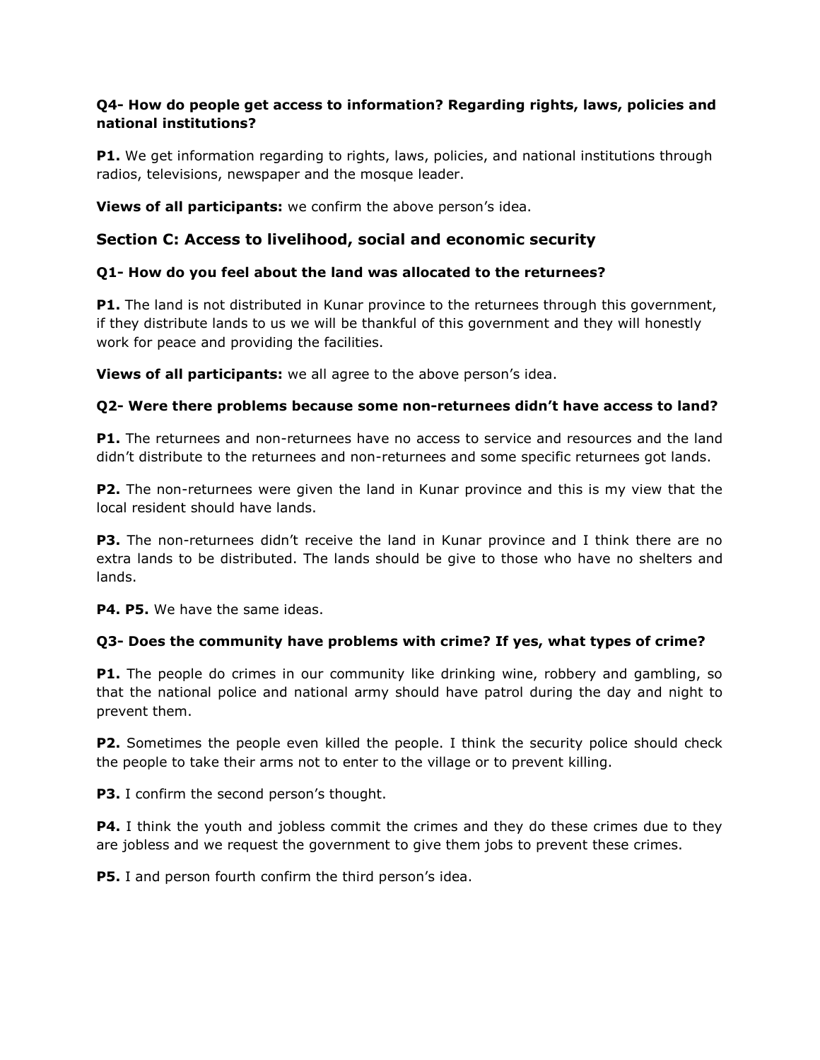**Q4- How do people get access to information? Regarding rights, laws, policies and national institutions?**

**P1.** We get information regarding to rights, laws, policies, and national institutions through radios, televisions, newspaper and the mosque leader.

**Views of all participants:** we confirm the above person's idea.

## Section C: Access to livelihood, social and economic security

**Q1- How do you feel about the land was allocated to the returnees?**

**P1.** The land is not distributed in Kunar province to the returnees through this government, if they distribute lands to us we will be thankful of this government and they will honestly work for peace and providing the facilities.

**Views of all participants:** we all agree to the above person's idea.

**Q2- Were there problems because some non-returnees didn't have access to land?**

**P1.** The returnees and non-returnees have no access to service and resources and the land didn't distribute to the returnees and non-returnees and some specific returnees got lands.

**P2.** The non-returnees were given the land in Kunar province and this is my view that the local resident should have lands.

**P3.** The non-returnees didn't receive the land in Kunar province and I think there are no extra lands to be distributed. The lands should be give to those who have no shelters and lands.

**P4. P5.** We have the same ideas.

**Q3- Does the community have problems with crime? If yes, what types of crime?**

**P1.** The people do crimes in our community like drinking wine, robbery and gambling, so that the national police and national army should have patrol during the day and night to prevent them.

**P2.** Sometimes the people even killed the people. I think the security police should check the people to take their arms not to enter to the village or to prevent killing.

**P3.** I confirm the second person's thought.

**P4.** I think the youth and jobless commit the crimes and they do these crimes due to they are jobless and we request the government to give them jobs to prevent these crimes.

**P5.** I and person fourth confirm the third person's idea.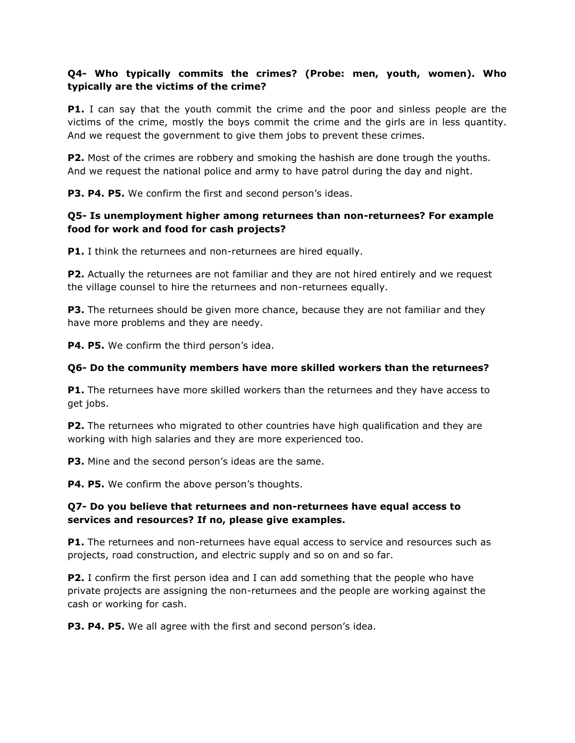**Q4- Who typically commits the crimes? (Probe: men, youth, women). Who typically are the victims of the crime?**

**P1.** I can say that the youth commit the crime and the poor and sinless people are the victims of the crime, mostly the boys commit the crime and the girls are in less quantity. And we request the government to give them jobs to prevent these crimes.

**P2.** Most of the crimes are robbery and smoking the hashish are done trough the youths. And we request the national police and army to have patrol during the day and night.

**P3. P4. P5.** We confirm the first and second person's ideas.

**Q5- Is unemployment higher among returnees than non-returnees? For example food for work and food for cash projects?**

**P1.** I think the returnees and non-returnees are hired equally.

**P2.** Actually the returnees are not familiar and they are not hired entirely and we request the village counsel to hire the returnees and non-returnees equally.

**P3.** The returnees should be given more chance, because they are not familiar and they have more problems and they are needy.

**P4. P5.** We confirm the third person's idea.

**Q6- Do the community members have more skilled workers than the returnees?**

**P1.** The returnees have more skilled workers than the returnees and they have access to get jobs.

**P2.** The returnees who migrated to other countries have high qualification and they are working with high salaries and they are more experienced too.

**P3.** Mine and the second person's ideas are the same.

**P4. P5.** We confirm the above person's thoughts.

**Q7- Do you believe that returnees and non-returnees have equal access to services and resources? If no, please give examples.**

**P1.** The returnees and non-returnees have equal access to service and resources such as projects, road construction, and electric supply and so on and so far.

**P2.** I confirm the first person idea and I can add something that the people who have private projects are assigning the non-returnees and the people are working against the cash or working for cash.

**P3. P4. P5.** We all agree with the first and second person's idea.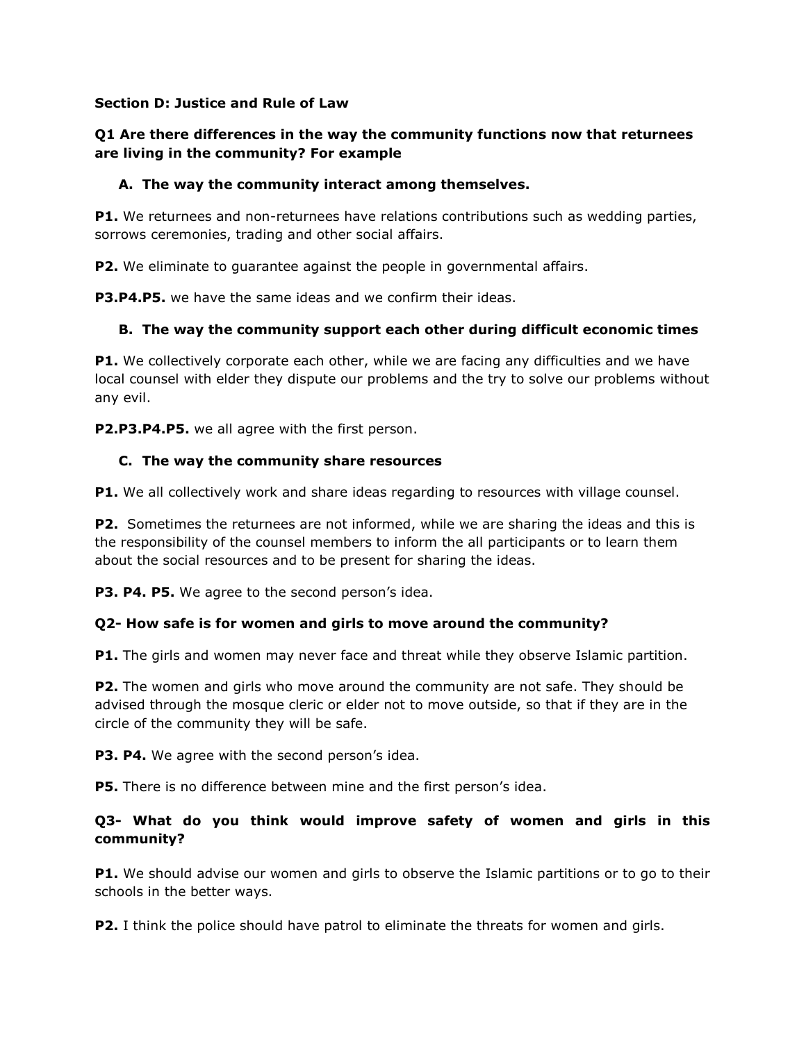**Section D: Justice and Rule of Law**

**Q1 Are there differences in the way the community functions now that returnees are living in the community? For example**

**A. The way the community interact among themselves.**

**P1.** We returnees and non-returnees have relations contributions such as wedding parties, sorrows ceremonies, trading and other social affairs.

**P2.** We eliminate to guarantee against the people in governmental affairs.

**P3.P4.P5.** we have the same ideas and we confirm their ideas.

**B. The way the community support each other during difficult economic times**

**P1.** We collectively corporate each other, while we are facing any difficulties and we have local counsel with elder they dispute our problems and the try to solve our problems without any evil.

**P2.P3.P4.P5.** we all agree with the first person.

**C. The way the community share resources**

**P1.** We all collectively work and share ideas regarding to resources with village counsel.

**P2.** Sometimes the returnees are not informed, while we are sharing the ideas and this is the responsibility of the counsel members to inform the all participants or to learn them about the social resources and to be present for sharing the ideas.

**P3. P4. P5.** We agree to the second person's idea.

**Q2- How safe is for women and girls to move around the community?**

**P1.** The girls and women may never face and threat while they observe Islamic partition.

**P2.** The women and girls who move around the community are not safe. They should be advised through the mosque cleric or elder not to move outside, so that if they are in the circle of the community they will be safe.

**P3. P4.** We agree with the second person's idea.

**P5.** There is no difference between mine and the first person's idea.

**Q3- What do you think would improve safety of women and girls in this community?**

**P1.** We should advise our women and girls to observe the Islamic partitions or to go to their schools in the better ways.

**P2.** I think the police should have patrol to eliminate the threats for women and girls.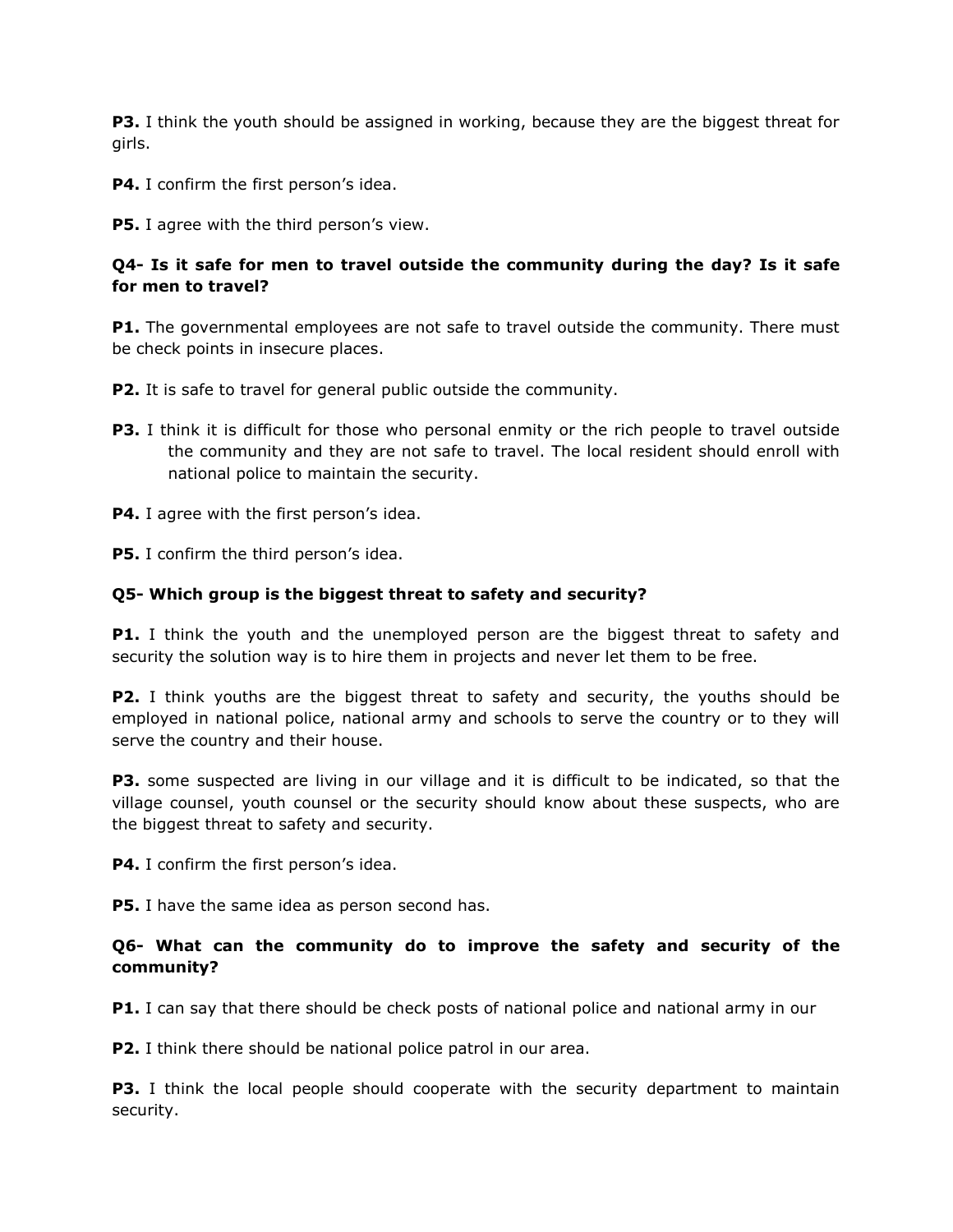**P3.** I think the youth should be assigned in working, because they are the biggest threat for girls.

**P4.** I confirm the first person's idea.

**P5.** I agree with the third person's view.

**Q4- Is it safe for men to travel outside the community during the day? Is it safe for men to travel?**

**P1.** The governmental employees are not safe to travel outside the community. There must be check points in insecure places.

**P2.** It is safe to travel for general public outside the community.

**P3.** I think it is difficult for those who personal enmity or the rich people to travel outside the community and they are not safe to travel. The local resident should enroll with national police to maintain the security.

**P4.** I agree with the first person's idea.

**P5.** I confirm the third person's idea.

**Q5- Which group is the biggest threat to safety and security?**

**P1.** I think the youth and the unemployed person are the biggest threat to safety and security the solution way is to hire them in projects and never let them to be free.

**P2.** I think youths are the biggest threat to safety and security, the youths should be employed in national police, national army and schools to serve the country or to they will serve the country and their house.

**P3.** some suspected are living in our village and it is difficult to be indicated, so that the village counsel, youth counsel or the security should know about these suspects, who are the biggest threat to safety and security.

**P4.** I confirm the first person's idea.

**P5.** I have the same idea as person second has.

**Q6- What can the community do to improve the safety and security of the community?**

**P1.** I can say that there should be check posts of national police and national army in our

**P2.** I think there should be national police patrol in our area.

**P3.** I think the local people should cooperate with the security department to maintain security.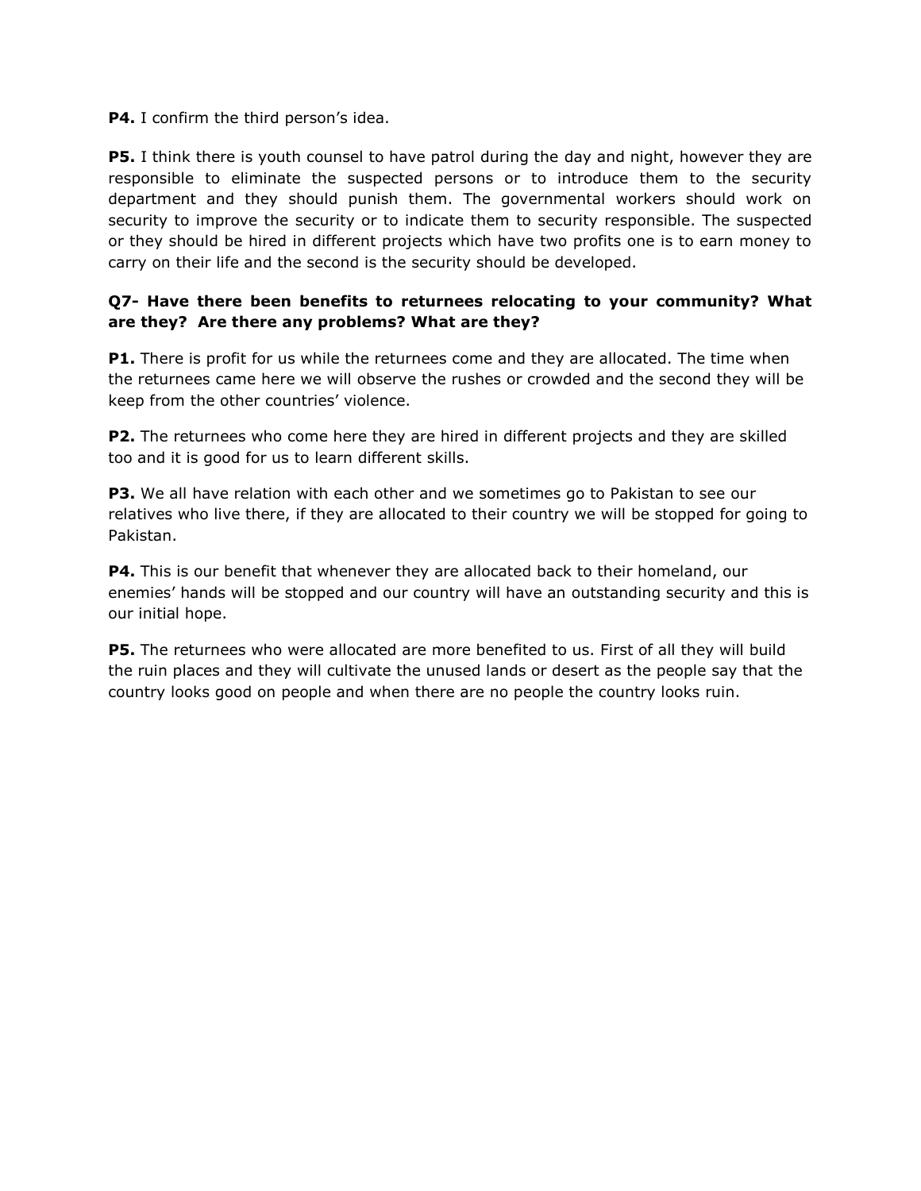**P4.** I confirm the third person's idea.

**P5.** I think there is youth counsel to have patrol during the day and night, however they are responsible to eliminate the suspected persons or to introduce them to the security department and they should punish them. The governmental workers should work on security to improve the security or to indicate them to security responsible. The suspected or they should be hired in different projects which have two profits one is to earn money to carry on their life and the second is the security should be developed.

**Q7- Have there been benefits to returnees relocating to your community? What are they? Are there any problems? What are they?**

**P1.** There is profit for us while the returnees come and they are allocated. The time when the returnees came here we will observe the rushes or crowded and the second they will be keep from the other countries' violence.

**P2.** The returnees who come here they are hired in different projects and they are skilled too and it is good for us to learn different skills.

**P3.** We all have relation with each other and we sometimes go to Pakistan to see our relatives who live there, if they are allocated to their country we will be stopped for going to Pakistan.

**P4.** This is our benefit that whenever they are allocated back to their homeland, our enemies' hands will be stopped and our country will have an outstanding security and this is our initial hope.

**P5.** The returnees who were allocated are more benefited to us. First of all they will build the ruin places and they will cultivate the unused lands or desert as the people say that the country looks good on people and when there are no people the country looks ruin.